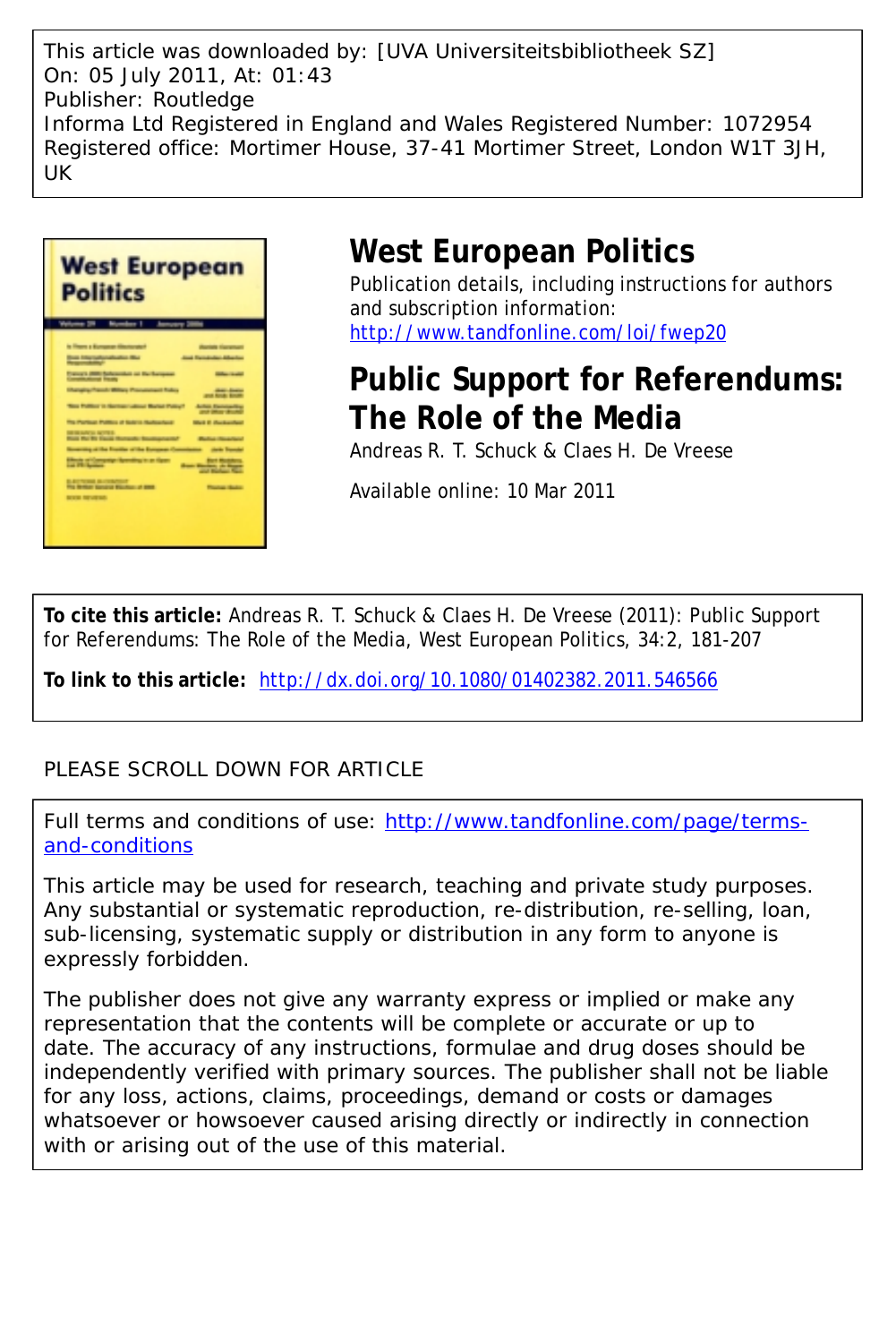This article was downloaded by: [UVA Universiteitsbibliotheek SZ]
On: 05 July 2011, At: 01:43
Publisher: Routledge
Informa Ltd Registered in England and Wales Registered Number: 1072954
Registered office: Mortimer House, 37-41 Mortimer Street, London W1T 3JH, UK

# West European Politics

Publication details, including instructions for authors and subscription information:
http://www.tandfonline.com/loi/fwep20

## Public Support for Referendums: The Role of the Media

Andreas R. T. Schuck & Claes H. De Vreese

Available online: 10 Mar 2011

**To cite this article:** Andreas R. T. Schuck & Claes H. De Vreese (2011): Public Support for Referendums: The Role of the Media, West European Politics, 34:2, 181-207

**To link to this article:** http://dx.doi.org/10.1080/01402382.2011.546566

PLEASE SCROLL DOWN FOR ARTICLE

Full terms and conditions of use: http://www.tandfonline.com/page/terms-and-conditions

This article may be used for research, teaching and private study purposes. Any substantial or systematic reproduction, re-distribution, re-selling, loan, sub-licensing, systematic supply or distribution in any form to anyone is expressly forbidden.

The publisher does not give any warranty express or implied or make any representation that the contents will be complete or accurate or up to date. The accuracy of any instructions, formulae and drug doses should be independently verified with primary sources. The publisher shall not be liable for any loss, actions, claims, proceedings, demand or costs or damages whatsoever or howsoever caused arising directly or indirectly in connection with or arising out of the use of this material.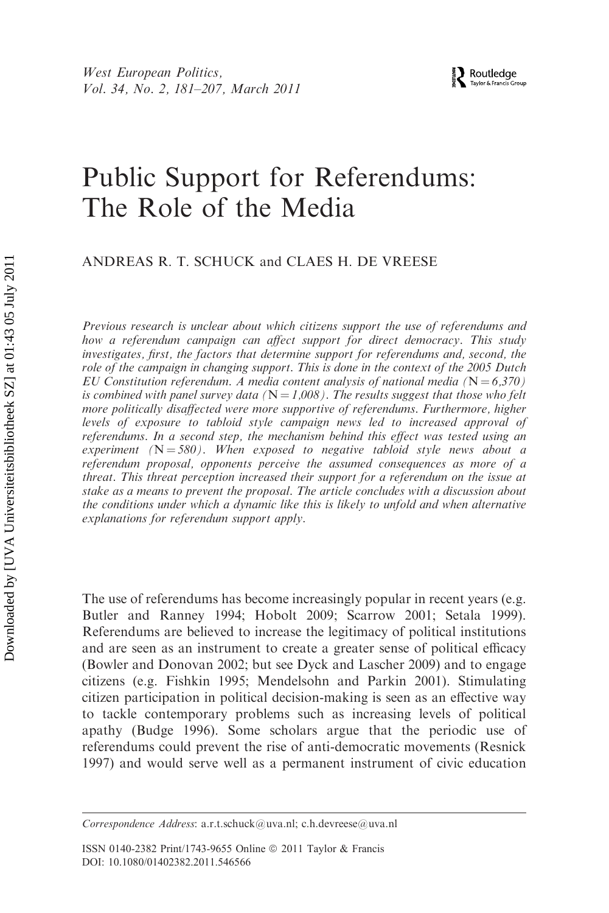# Public Support for Referendums: The Role of the Media

ANDREAS R. T. SCHUCK and CLAES H. DE VREESE

*Previous research is unclear about which citizens support the use of referendums and how a referendum campaign can affect support for direct democracy. This study investigates, first, the factors that determine support for referendums and, second, the role of the campaign in changing support. This is done in the context of the 2005 Dutch EU Constitution referendum. A media content analysis of national media (N = 6,370) is combined with panel survey data (N = 1,008). The results suggest that those who felt more politically disaffected were more supportive of referendums. Furthermore, higher levels of exposure to tabloid style campaign news led to increased approval of referendums. In a second step, the mechanism behind this effect was tested using an experiment (N = 580). When exposed to negative tabloid style news about a referendum proposal, opponents perceive the assumed consequences as more of a threat. This threat perception increased their support for a referendum on the issue at stake as a means to prevent the proposal. The article concludes with a discussion about the conditions under which a dynamic like this is likely to unfold and when alternative explanations for referendum support apply.*

The use of referendums has become increasingly popular in recent years (e.g. Butler and Ranney 1994; Hobolt 2009; Scarrow 2001; Setala 1999). Referendums are believed to increase the legitimacy of political institutions and are seen as an instrument to create a greater sense of political efficacy (Bowler and Donovan 2002; but see Dyck and Lascher 2009) and to engage citizens (e.g. Fishkin 1995; Mendelsohn and Parkin 2001). Stimulating citizen participation in political decision-making is seen as an effective way to tackle contemporary problems such as increasing levels of political apathy (Budge 1996). Some scholars argue that the periodic use of referendums could prevent the rise of anti-democratic movements (Resnick 1997) and would serve well as a permanent instrument of civic education

---

*Correspondence Address*: a.r.t.schuck@uva.nl; c.h.devreese@uva.nl

ISSN 0140-2382 Print/1743-9655 Online © 2011 Taylor & Francis
DOI: 10.1080/01402382.2011.546566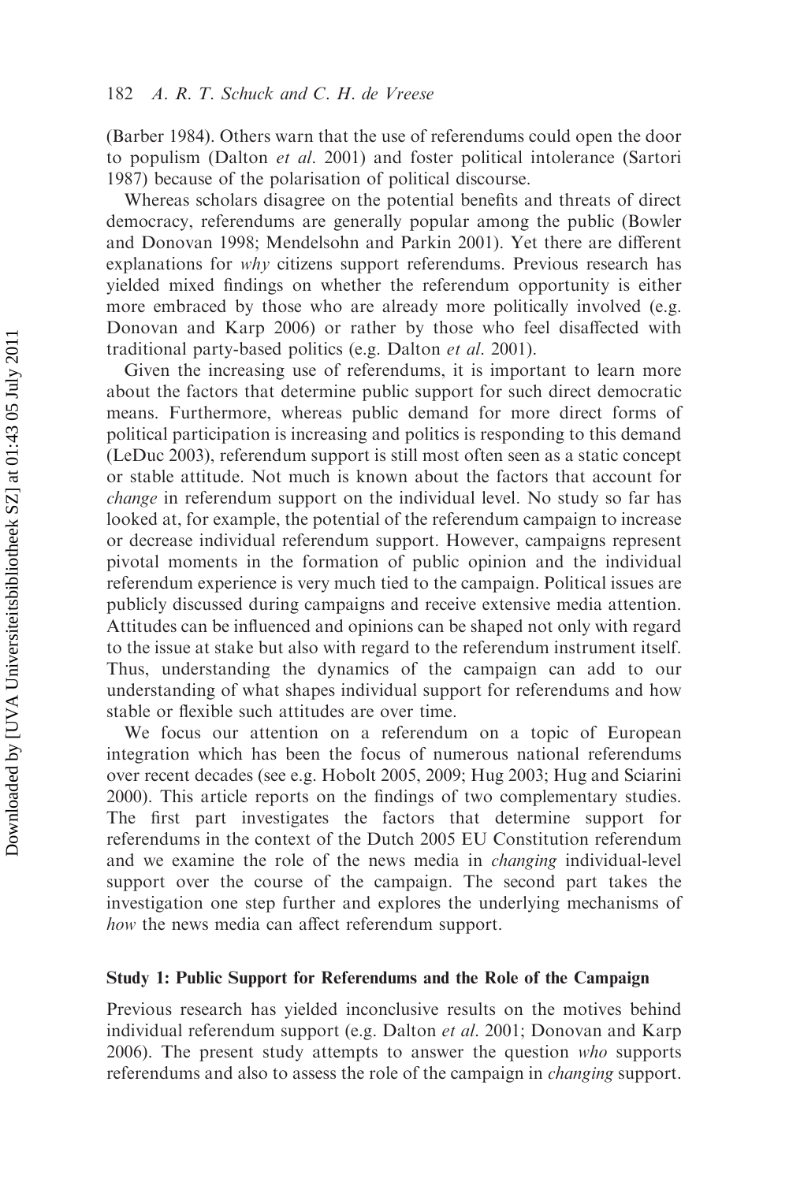(Barber 1984). Others warn that the use of referendums could open the door to populism (Dalton *et al*. 2001) and foster political intolerance (Sartori 1987) because of the polarisation of political discourse.

Whereas scholars disagree on the potential benefits and threats of direct democracy, referendums are generally popular among the public (Bowler and Donovan 1998; Mendelsohn and Parkin 2001). Yet there are different explanations for *why* citizens support referendums. Previous research has yielded mixed findings on whether the referendum opportunity is either more embraced by those who are already more politically involved (e.g. Donovan and Karp 2006) or rather by those who feel disaffected with traditional party-based politics (e.g. Dalton *et al*. 2001).

Given the increasing use of referendums, it is important to learn more about the factors that determine public support for such direct democratic means. Furthermore, whereas public demand for more direct forms of political participation is increasing and politics is responding to this demand (LeDuc 2003), referendum support is still most often seen as a static concept or stable attitude. Not much is known about the factors that account for *change* in referendum support on the individual level. No study so far has looked at, for example, the potential of the referendum campaign to increase or decrease individual referendum support. However, campaigns represent pivotal moments in the formation of public opinion and the individual referendum experience is very much tied to the campaign. Political issues are publicly discussed during campaigns and receive extensive media attention. Attitudes can be influenced and opinions can be shaped not only with regard to the issue at stake but also with regard to the referendum instrument itself. Thus, understanding the dynamics of the campaign can add to our understanding of what shapes individual support for referendums and how stable or flexible such attitudes are over time.

We focus our attention on a referendum on a topic of European integration which has been the focus of numerous national referendums over recent decades (see e.g. Hobolt 2005, 2009; Hug 2003; Hug and Sciarini 2000). This article reports on the findings of two complementary studies. The first part investigates the factors that determine support for referendums in the context of the Dutch 2005 EU Constitution referendum and we examine the role of the news media in *changing* individual-level support over the course of the campaign. The second part takes the investigation one step further and explores the underlying mechanisms of *how* the news media can affect referendum support.

## Study 1: Public Support for Referendums and the Role of the Campaign

Previous research has yielded inconclusive results on the motives behind individual referendum support (e.g. Dalton *et al*. 2001; Donovan and Karp 2006). The present study attempts to answer the question *who* supports referendums and also to assess the role of the campaign in *changing* support.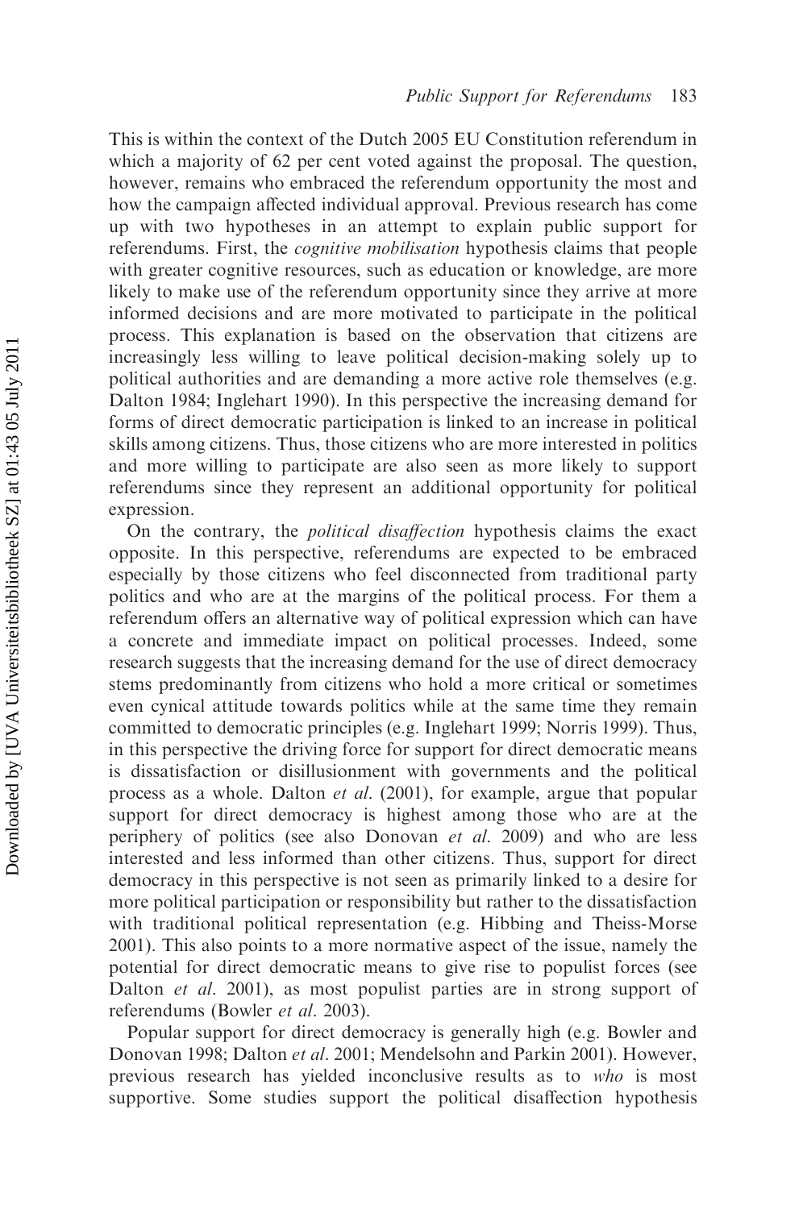This is within the context of the Dutch 2005 EU Constitution referendum in which a majority of 62 per cent voted against the proposal. The question, however, remains who embraced the referendum opportunity the most and how the campaign affected individual approval. Previous research has come up with two hypotheses in an attempt to explain public support for referendums. First, the *cognitive mobilisation* hypothesis claims that people with greater cognitive resources, such as education or knowledge, are more likely to make use of the referendum opportunity since they arrive at more informed decisions and are more motivated to participate in the political process. This explanation is based on the observation that citizens are increasingly less willing to leave political decision-making solely up to political authorities and are demanding a more active role themselves (e.g. Dalton 1984; Inglehart 1990). In this perspective the increasing demand for forms of direct democratic participation is linked to an increase in political skills among citizens. Thus, those citizens who are more interested in politics and more willing to participate are also seen as more likely to support referendums since they represent an additional opportunity for political expression.

On the contrary, the *political disaffection* hypothesis claims the exact opposite. In this perspective, referendums are expected to be embraced especially by those citizens who feel disconnected from traditional party politics and who are at the margins of the political process. For them a referendum offers an alternative way of political expression which can have a concrete and immediate impact on political processes. Indeed, some research suggests that the increasing demand for the use of direct democracy stems predominantly from citizens who hold a more critical or sometimes even cynical attitude towards politics while at the same time they remain committed to democratic principles (e.g. Inglehart 1999; Norris 1999). Thus, in this perspective the driving force for support for direct democratic means is dissatisfaction or disillusionment with governments and the political process as a whole. Dalton *et al.* (2001), for example, argue that popular support for direct democracy is highest among those who are at the periphery of politics (see also Donovan *et al.* 2009) and who are less interested and less informed than other citizens. Thus, support for direct democracy in this perspective is not seen as primarily linked to a desire for more political participation or responsibility but rather to the dissatisfaction with traditional political representation (e.g. Hibbing and Theiss-Morse 2001). This also points to a more normative aspect of the issue, namely the potential for direct democratic means to give rise to populist forces (see Dalton *et al.* 2001), as most populist parties are in strong support of referendums (Bowler *et al.* 2003).

Popular support for direct democracy is generally high (e.g. Bowler and Donovan 1998; Dalton *et al.* 2001; Mendelsohn and Parkin 2001). However, previous research has yielded inconclusive results as to *who* is most supportive. Some studies support the political disaffection hypothesis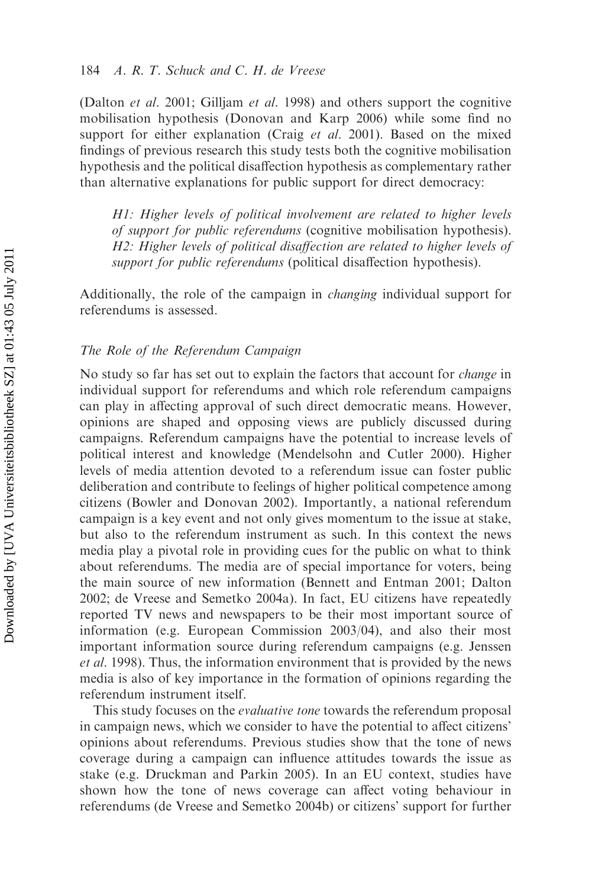(Dalton *et al.* 2001; Gilljam *et al.* 1998) and others support the cognitive mobilisation hypothesis (Donovan and Karp 2006) while some find no support for either explanation (Craig *et al.* 2001). Based on the mixed findings of previous research this study tests both the cognitive mobilisation hypothesis and the political disaffection hypothesis as complementary rather than alternative explanations for public support for direct democracy:

> *H1: Higher levels of political involvement are related to higher levels of support for public referendums* (cognitive mobilisation hypothesis).
> *H2: Higher levels of political disaffection are related to higher levels of support for public referendums* (political disaffection hypothesis).

Additionally, the role of the campaign in *changing* individual support for referendums is assessed.

### *The Role of the Referendum Campaign*

No study so far has set out to explain the factors that account for *change* in individual support for referendums and which role referendum campaigns can play in affecting approval of such direct democratic means. However, opinions are shaped and opposing views are publicly discussed during campaigns. Referendum campaigns have the potential to increase levels of political interest and knowledge (Mendelsohn and Cutler 2000). Higher levels of media attention devoted to a referendum issue can foster public deliberation and contribute to feelings of higher political competence among citizens (Bowler and Donovan 2002). Importantly, a national referendum campaign is a key event and not only gives momentum to the issue at stake, but also to the referendum instrument as such. In this context the news media play a pivotal role in providing cues for the public on what to think about referendums. The media are of special importance for voters, being the main source of new information (Bennett and Entman 2001; Dalton 2002; de Vreese and Semetko 2004a). In fact, EU citizens have repeatedly reported TV news and newspapers to be their most important source of information (e.g. European Commission 2003/04), and also their most important information source during referendum campaigns (e.g. Jenssen *et al.* 1998). Thus, the information environment that is provided by the news media is also of key importance in the formation of opinions regarding the referendum instrument itself.

This study focuses on the *evaluative tone* towards the referendum proposal in campaign news, which we consider to have the potential to affect citizens' opinions about referendums. Previous studies show that the tone of news coverage during a campaign can influence attitudes towards the issue as stake (e.g. Druckman and Parkin 2005). In an EU context, studies have shown how the tone of news coverage can affect voting behaviour in referendums (de Vreese and Semetko 2004b) or citizens' support for further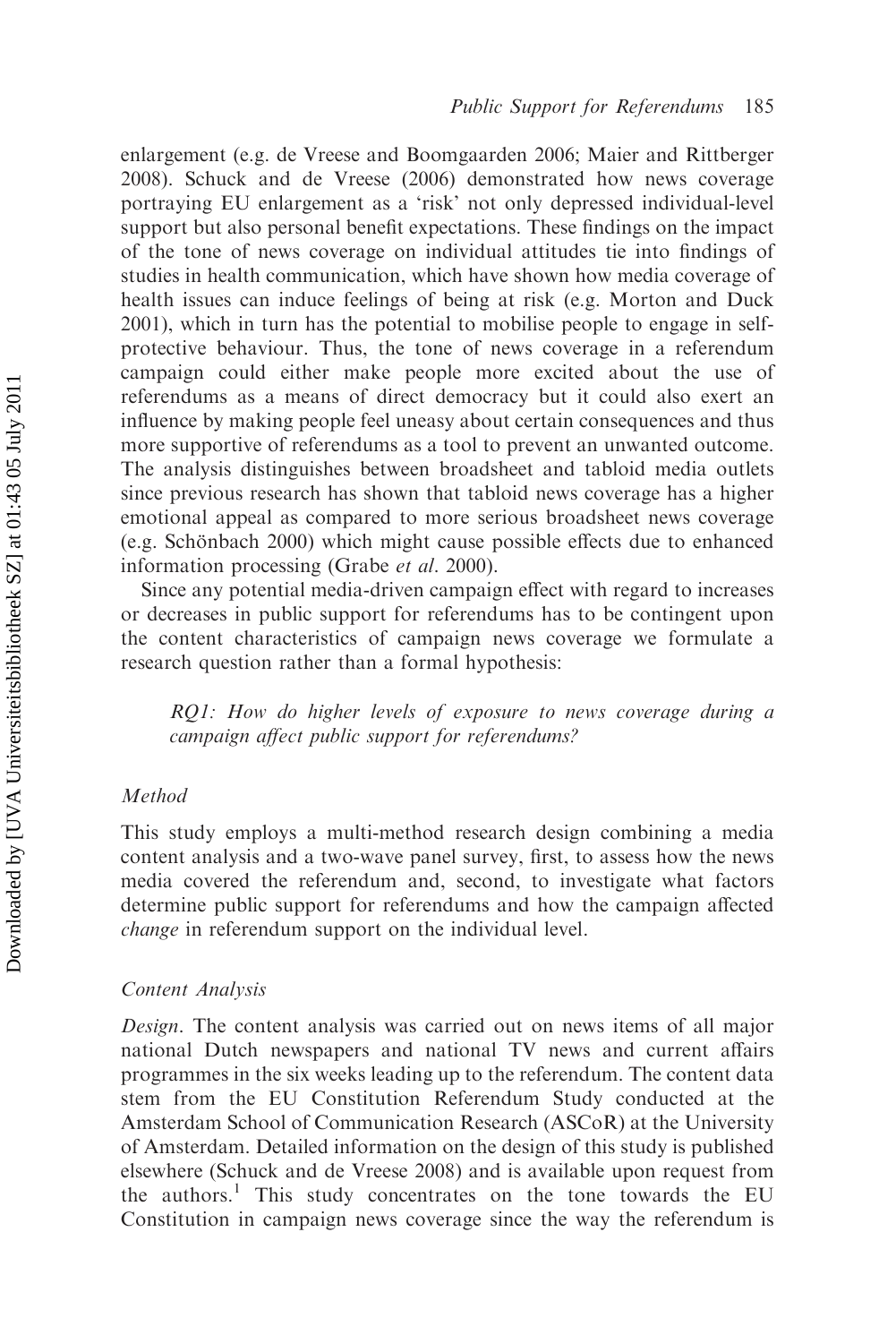enlargement (e.g. de Vreese and Boomgaarden 2006; Maier and Rittberger 2008). Schuck and de Vreese (2006) demonstrated how news coverage portraying EU enlargement as a 'risk' not only depressed individual-level support but also personal benefit expectations. These findings on the impact of the tone of news coverage on individual attitudes tie into findings of studies in health communication, which have shown how media coverage of health issues can induce feelings of being at risk (e.g. Morton and Duck 2001), which in turn has the potential to mobilise people to engage in self-protective behaviour. Thus, the tone of news coverage in a referendum campaign could either make people more excited about the use of referendums as a means of direct democracy but it could also exert an influence by making people feel uneasy about certain consequences and thus more supportive of referendums as a tool to prevent an unwanted outcome. The analysis distinguishes between broadsheet and tabloid media outlets since previous research has shown that tabloid news coverage has a higher emotional appeal as compared to more serious broadsheet news coverage (e.g. Schönbach 2000) which might cause possible effects due to enhanced information processing (Grabe *et al*. 2000).

Since any potential media-driven campaign effect with regard to increases or decreases in public support for referendums has to be contingent upon the content characteristics of campaign news coverage we formulate a research question rather than a formal hypothesis:

> *RQ1: How do higher levels of exposure to news coverage during a campaign affect public support for referendums?*

### *Method*

This study employs a multi-method research design combining a media content analysis and a two-wave panel survey, first, to assess how the news media covered the referendum and, second, to investigate what factors determine public support for referendums and how the campaign affected *change* in referendum support on the individual level.

### *Content Analysis*

*Design*. The content analysis was carried out on news items of all major national Dutch newspapers and national TV news and current affairs programmes in the six weeks leading up to the referendum. The content data stem from the EU Constitution Referendum Study conducted at the Amsterdam School of Communication Research (ASCoR) at the University of Amsterdam. Detailed information on the design of this study is published elsewhere (Schuck and de Vreese 2008) and is available upon request from the authors.[1] This study concentrates on the tone towards the EU Constitution in campaign news coverage since the way the referendum is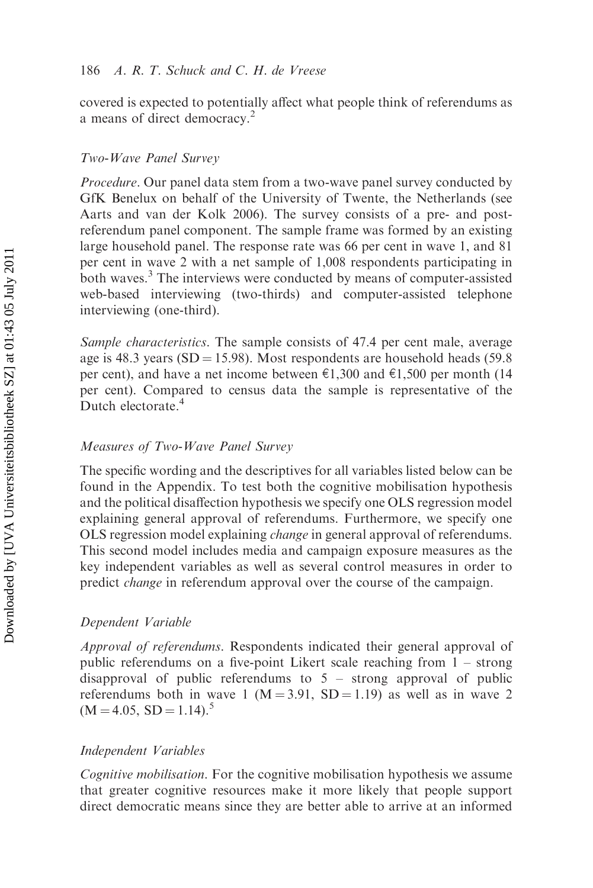covered is expected to potentially affect what people think of referendums as a means of direct democracy.[2]

### Two-Wave Panel Survey

*Procedure*. Our panel data stem from a two-wave panel survey conducted by GfK Benelux on behalf of the University of Twente, the Netherlands (see Aarts and van der Kolk 2006). The survey consists of a pre- and post-referendum panel component. The sample frame was formed by an existing large household panel. The response rate was 66 per cent in wave 1, and 81 per cent in wave 2 with a net sample of 1,008 respondents participating in both waves.[3] The interviews were conducted by means of computer-assisted web-based interviewing (two-thirds) and computer-assisted telephone interviewing (one-third).

*Sample characteristics*. The sample consists of 47.4 per cent male, average age is 48.3 years (SD = 15.98). Most respondents are household heads (59.8 per cent), and have a net income between €1,300 and €1,500 per month (14 per cent). Compared to census data the sample is representative of the Dutch electorate.[4]

### Measures of Two-Wave Panel Survey

The specific wording and the descriptives for all variables listed below can be found in the Appendix. To test both the cognitive mobilisation hypothesis and the political disaffection hypothesis we specify one OLS regression model explaining general approval of referendums. Furthermore, we specify one OLS regression model explaining *change* in general approval of referendums. This second model includes media and campaign exposure measures as the key independent variables as well as several control measures in order to predict *change* in referendum approval over the course of the campaign.

### Dependent Variable

*Approval of referendums*. Respondents indicated their general approval of public referendums on a five-point Likert scale reaching from 1 – strong disapproval of public referendums to 5 – strong approval of public referendums both in wave 1 (M = 3.91, SD = 1.19) as well as in wave 2 (M = 4.05, SD = 1.14).[5]

### Independent Variables

*Cognitive mobilisation*. For the cognitive mobilisation hypothesis we assume that greater cognitive resources make it more likely that people support direct democratic means since they are better able to arrive at an informed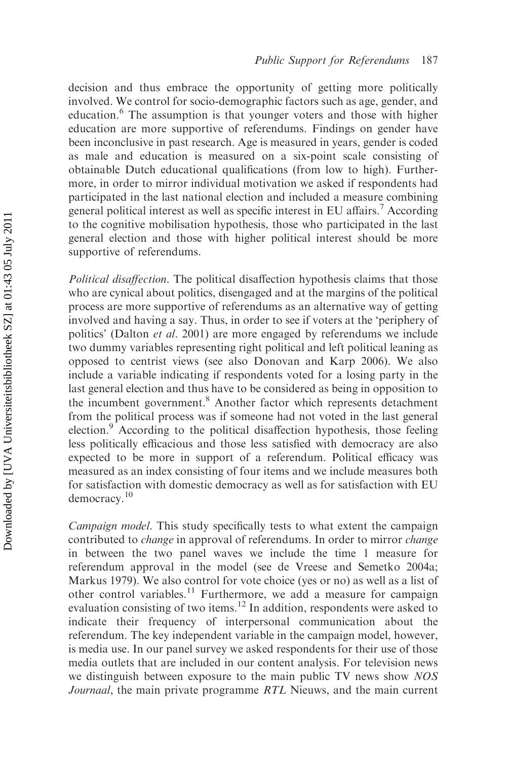decision and thus embrace the opportunity of getting more politically involved. We control for socio-demographic factors such as age, gender, and education.[6] The assumption is that younger voters and those with higher education are more supportive of referendums. Findings on gender have been inconclusive in past research. Age is measured in years, gender is coded as male and education is measured on a six-point scale consisting of obtainable Dutch educational qualifications (from low to high). Furthermore, in order to mirror individual motivation we asked if respondents had participated in the last national election and included a measure combining general political interest as well as specific interest in EU affairs.[7] According to the cognitive mobilisation hypothesis, those who participated in the last general election and those with higher political interest should be more supportive of referendums.

*Political disaffection*. The political disaffection hypothesis claims that those who are cynical about politics, disengaged and at the margins of the political process are more supportive of referendums as an alternative way of getting involved and having a say. Thus, in order to see if voters at the 'periphery of politics' (Dalton *et al*. 2001) are more engaged by referendums we include two dummy variables representing right political and left political leaning as opposed to centrist views (see also Donovan and Karp 2006). We also include a variable indicating if respondents voted for a losing party in the last general election and thus have to be considered as being in opposition to the incumbent government.[8] Another factor which represents detachment from the political process was if someone had not voted in the last general election.[9] According to the political disaffection hypothesis, those feeling less politically efficacious and those less satisfied with democracy are also expected to be more in support of a referendum. Political efficacy was measured as an index consisting of four items and we include measures both for satisfaction with domestic democracy as well as for satisfaction with EU democracy.[10]

*Campaign model*. This study specifically tests to what extent the campaign contributed to *change* in approval of referendums. In order to mirror *change* in between the two panel waves we include the time 1 measure for referendum approval in the model (see de Vreese and Semetko 2004a; Markus 1979). We also control for vote choice (yes or no) as well as a list of other control variables.[11] Furthermore, we add a measure for campaign evaluation consisting of two items.[12] In addition, respondents were asked to indicate their frequency of interpersonal communication about the referendum. The key independent variable in the campaign model, however, is media use. In our panel survey we asked respondents for their use of those media outlets that are included in our content analysis. For television news we distinguish between exposure to the main public TV news show *NOS Journaal*, the main private programme *RTL* Nieuws, and the main current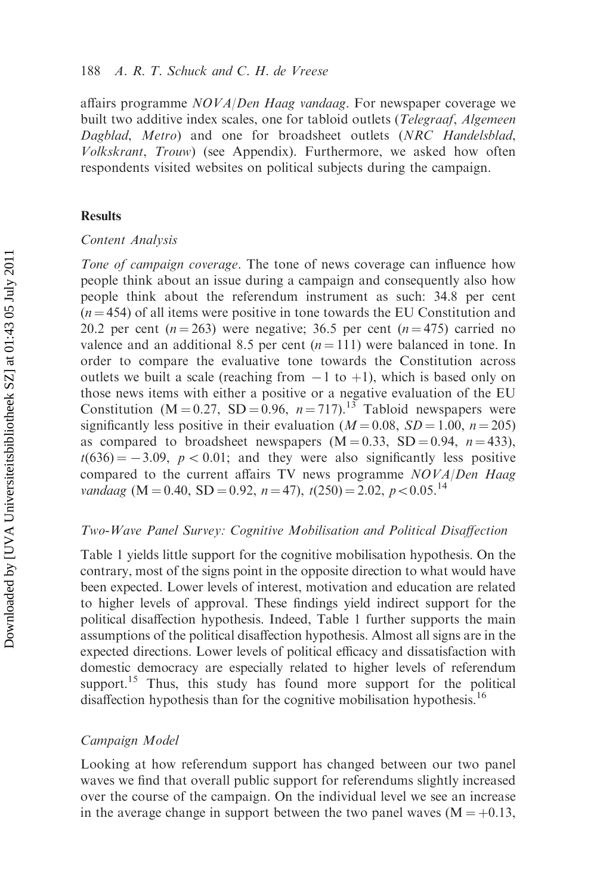affairs programme *NOVA/Den Haag vandaag*. For newspaper coverage we built two additive index scales, one for tabloid outlets (*Telegraaf*, *Algemeen Dagblad*, *Metro*) and one for broadsheet outlets (*NRC Handelsblad*, *Volkskrant*, *Trouw*) (see Appendix). Furthermore, we asked how often respondents visited websites on political subjects during the campaign.

## Results

### *Content Analysis*

*Tone of campaign coverage*. The tone of news coverage can influence how people think about an issue during a campaign and consequently also how people think about the referendum instrument as such: 34.8 per cent ($n = 454$) of all items were positive in tone towards the EU Constitution and 20.2 per cent ($n = 263$) were negative; 36.5 per cent ($n = 475$) carried no valence and an additional 8.5 per cent ($n = 111$) were balanced in tone. In order to compare the evaluative tone towards the Constitution across outlets we built a scale (reaching from $-1$ to $+1$), which is based only on those news items with either a positive or a negative evaluation of the EU Constitution ($M = 0.27$, $SD = 0.96$, $n = 717$).[13] Tabloid newspapers were significantly less positive in their evaluation ($M = 0.08$, $SD = 1.00$, $n = 205$) as compared to broadsheet newspapers ($M = 0.33$, $SD = 0.94$, $n = 433$), $t(636) = -3.09$, $p < 0.01$; and they were also significantly less positive compared to the current affairs TV news programme *NOVA/Den Haag vandaag* ($M = 0.40$, $SD = 0.92$, $n = 47$), $t(250) = 2.02$, $p < 0.05$.[14]

### *Two-Wave Panel Survey: Cognitive Mobilisation and Political Disaffection*

Table 1 yields little support for the cognitive mobilisation hypothesis. On the contrary, most of the signs point in the opposite direction to what would have been expected. Lower levels of interest, motivation and education are related to higher levels of approval. These findings yield indirect support for the political disaffection hypothesis. Indeed, Table 1 further supports the main assumptions of the political disaffection hypothesis. Almost all signs are in the expected directions. Lower levels of political efficacy and dissatisfaction with domestic democracy are especially related to higher levels of referendum support.[15] Thus, this study has found more support for the political disaffection hypothesis than for the cognitive mobilisation hypothesis.[16]

### *Campaign Model*

Looking at how referendum support has changed between our two panel waves we find that overall public support for referendums slightly increased over the course of the campaign. On the individual level we see an increase in the average change in support between the two panel waves ($M = +0.13$,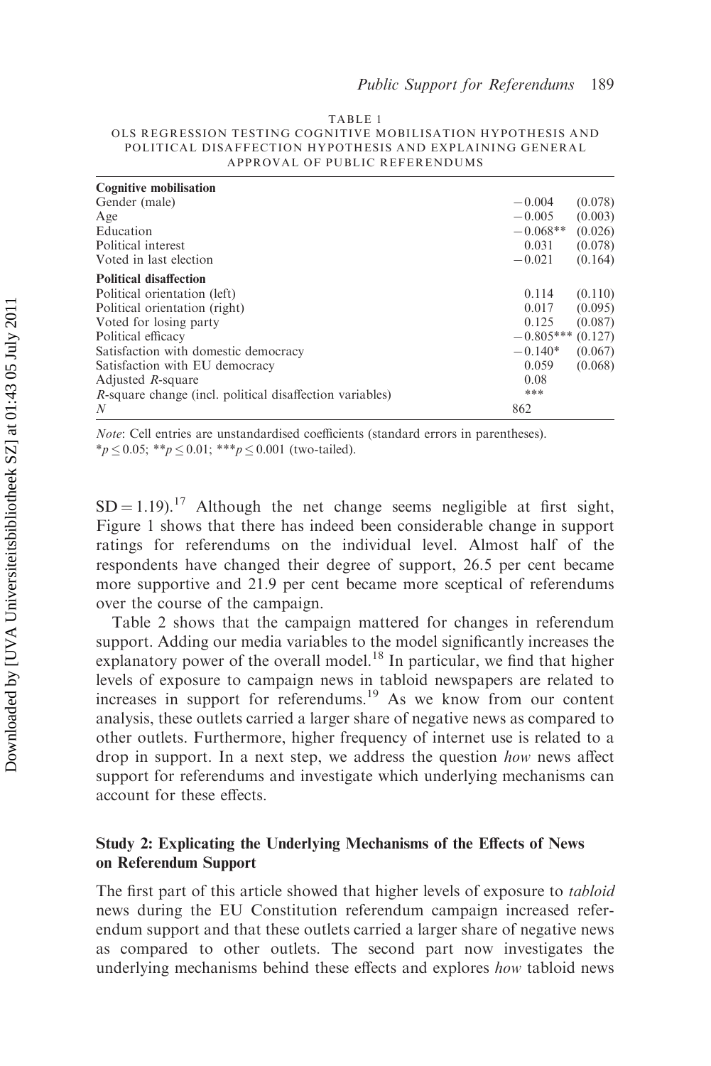TABLE 1
OLS REGRESSION TESTING COGNITIVE MOBILISATION HYPOTHESIS AND POLITICAL DISAFFECTION HYPOTHESIS AND EXPLAINING GENERAL APPROVAL OF PUBLIC REFERENDUMS

| | | |
|---|---|---|
| **Cognitive mobilisation** | | |
| Gender (male) | −0.004 | (0.078) |
| Age | −0.005 | (0.003) |
| Education | −0.068** | (0.026) |
| Political interest | 0.031 | (0.078) |
| Voted in last election | −0.021 | (0.164) |
| **Political disaffection** | | |
| Political orientation (left) | 0.114 | (0.110) |
| Political orientation (right) | 0.017 | (0.095) |
| Voted for losing party | 0.125 | (0.087) |
| Political efficacy | −0.805*** | (0.127) |
| Satisfaction with domestic democracy | −0.140* | (0.067) |
| Satisfaction with EU democracy | 0.059 | (0.068) |
| Adjusted $R$-square | 0.08 | |
| $R$-square change (incl. political disaffection variables) | *** | |
| $N$ | 862 | |

*Note*: Cell entries are unstandardised coefficients (standard errors in parentheses).
*$p \leq 0.05$; **$p \leq 0.01$; ***$p \leq 0.001$ (two-tailed).

SD = 1.19).[17] Although the net change seems negligible at first sight, Figure 1 shows that there has indeed been considerable change in support ratings for referendums on the individual level. Almost half of the respondents have changed their degree of support, 26.5 per cent became more supportive and 21.9 per cent became more sceptical of referendums over the course of the campaign.

Table 2 shows that the campaign mattered for changes in referendum support. Adding our media variables to the model significantly increases the explanatory power of the overall model.[18] In particular, we find that higher levels of exposure to campaign news in tabloid newspapers are related to increases in support for referendums.[19] As we know from our content analysis, these outlets carried a larger share of negative news as compared to other outlets. Furthermore, higher frequency of internet use is related to a drop in support. In a next step, we address the question *how* news affect support for referendums and investigate which underlying mechanisms can account for these effects.

## Study 2: Explicating the Underlying Mechanisms of the Effects of News on Referendum Support

The first part of this article showed that higher levels of exposure to *tabloid* news during the EU Constitution referendum campaign increased referendum support and that these outlets carried a larger share of negative news as compared to other outlets. The second part now investigates the underlying mechanisms behind these effects and explores *how* tabloid news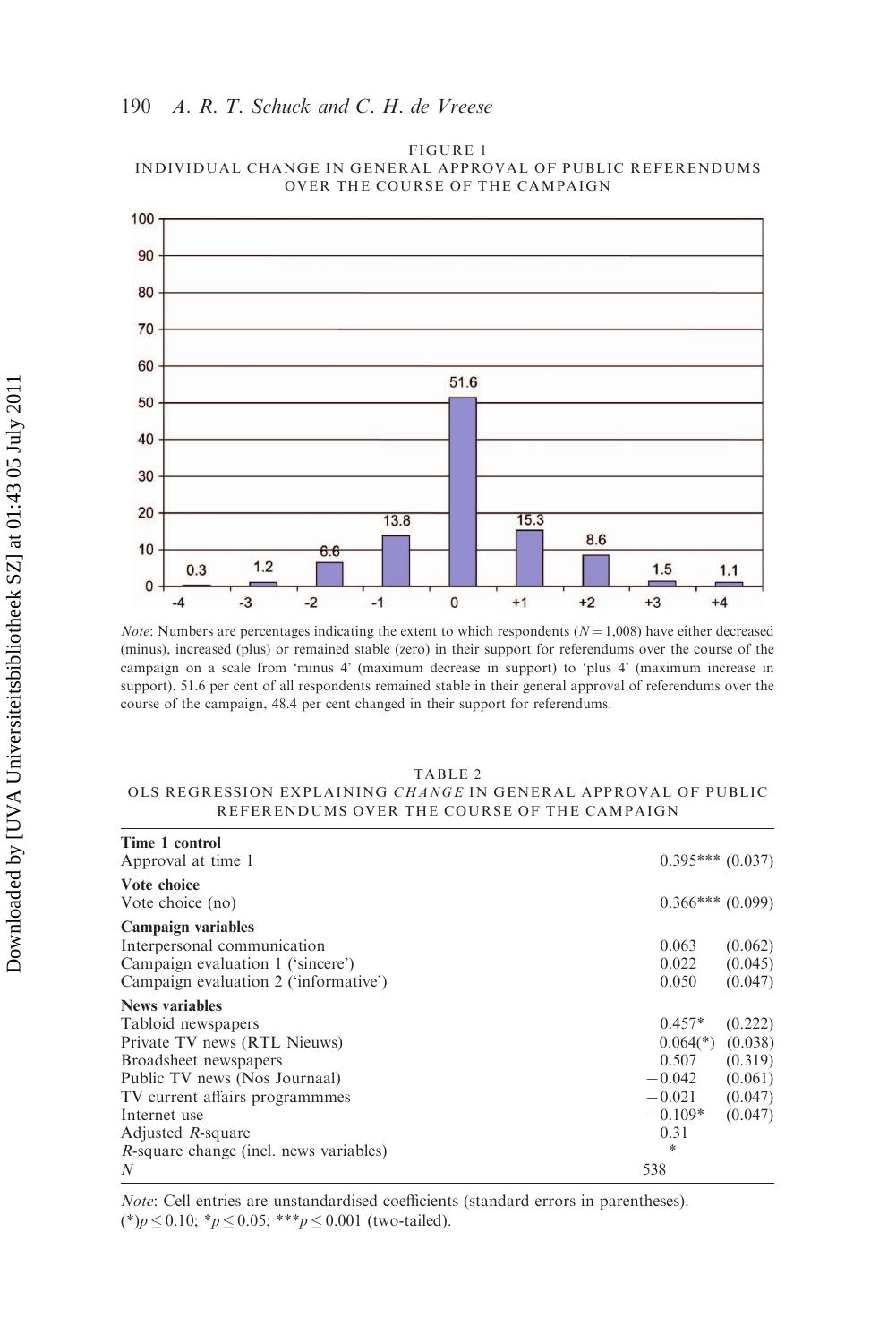FIGURE 1

INDIVIDUAL CHANGE IN GENERAL APPROVAL OF PUBLIC REFERENDUMS OVER THE COURSE OF THE CAMPAIGN

| Change | -4 | -3 | -2 | -1 | 0 | +1 | +2 | +3 | +4 |
|---|---|---|---|---|---|---|---|---|---|
| Per cent | 0.3 | 1.2 | 6.6 | 13.8 | 51.6 | 15.3 | 8.6 | 1.5 | 1.1 |

*Note*: Numbers are percentages indicating the extent to which respondents ($N = 1{,}008$) have either decreased (minus), increased (plus) or remained stable (zero) in their support for referendums over the course of the campaign on a scale from 'minus 4' (maximum decrease in support) to 'plus 4' (maximum increase in support). 51.6 per cent of all respondents remained stable in their general approval of referendums over the course of the campaign, 48.4 per cent changed in their support for referendums.

TABLE 2

OLS REGRESSION EXPLAINING *CHANGE* IN GENERAL APPROVAL OF PUBLIC REFERENDUMS OVER THE COURSE OF THE CAMPAIGN

| | | |
|---|---|---|
| **Time 1 control** | | |
| Approval at time 1 | 0.395*** | (0.037) |
| **Vote choice** | | |
| Vote choice (no) | 0.366*** | (0.099) |
| **Campaign variables** | | |
| Interpersonal communication | 0.063 | (0.062) |
| Campaign evaluation 1 ('sincere') | 0.022 | (0.045) |
| Campaign evaluation 2 ('informative') | 0.050 | (0.047) |
| **News variables** | | |
| Tabloid newspapers | 0.457* | (0.222) |
| Private TV news (RTL Nieuws) | 0.064(*) | (0.038) |
| Broadsheet newspapers | 0.507 | (0.319) |
| Public TV news (Nos Journaal) | −0.042 | (0.061) |
| TV current affairs programmmes | −0.021 | (0.047) |
| Internet use | −0.109* | (0.047) |
| Adjusted $R$-square | 0.31 | |
| $R$-square change (incl. news variables) | * | |
| $N$ | 538 | |

*Note*: Cell entries are unstandardised coefficients (standard errors in parentheses). (*)$p \leq 0.10$; *$p \leq 0.05$; ***$p \leq 0.001$ (two-tailed).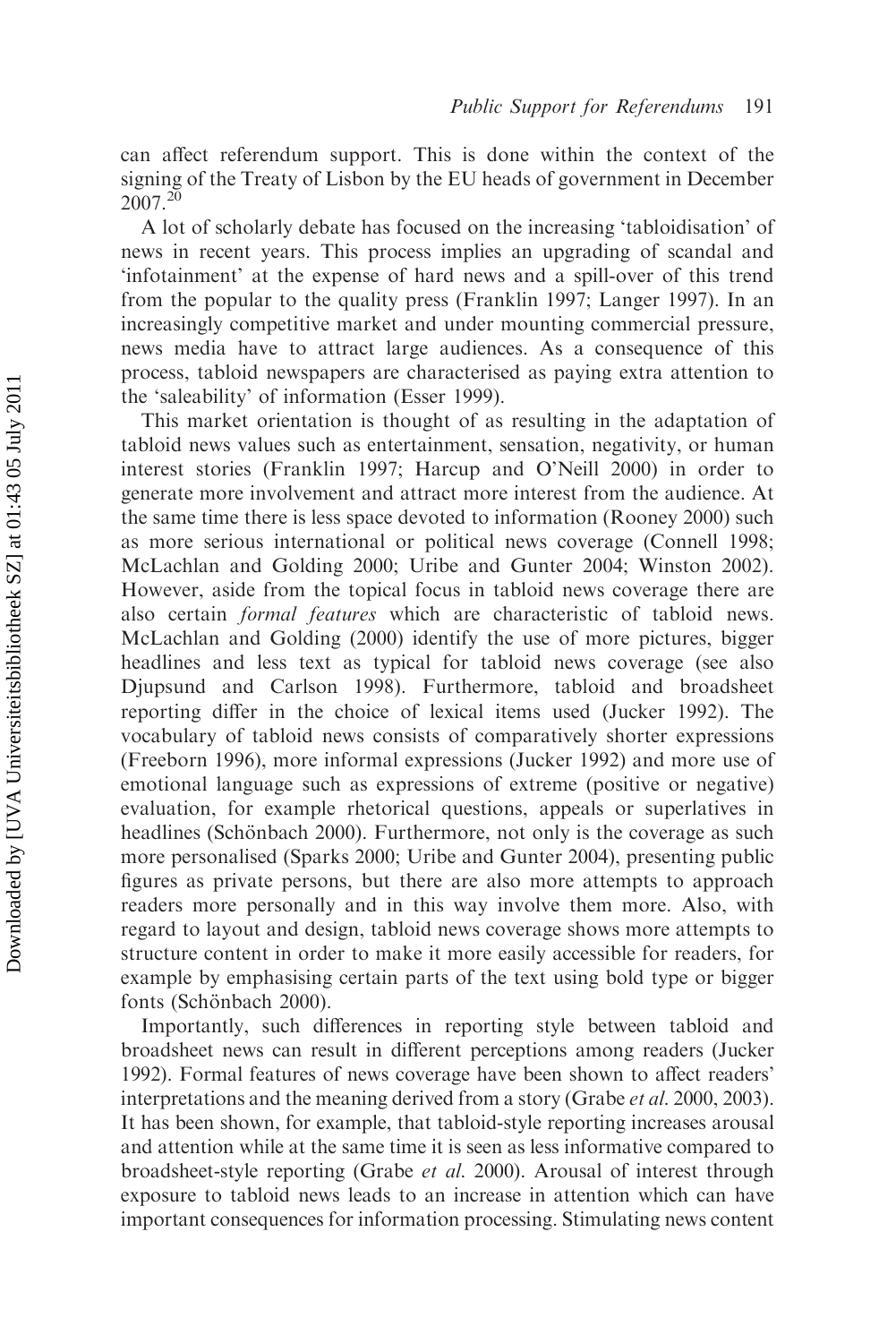can affect referendum support. This is done within the context of the signing of the Treaty of Lisbon by the EU heads of government in December 2007.[20]

A lot of scholarly debate has focused on the increasing 'tabloidisation' of news in recent years. This process implies an upgrading of scandal and 'infotainment' at the expense of hard news and a spill-over of this trend from the popular to the quality press (Franklin 1997; Langer 1997). In an increasingly competitive market and under mounting commercial pressure, news media have to attract large audiences. As a consequence of this process, tabloid newspapers are characterised as paying extra attention to the 'saleability' of information (Esser 1999).

This market orientation is thought of as resulting in the adaptation of tabloid news values such as entertainment, sensation, negativity, or human interest stories (Franklin 1997; Harcup and O'Neill 2000) in order to generate more involvement and attract more interest from the audience. At the same time there is less space devoted to information (Rooney 2000) such as more serious international or political news coverage (Connell 1998; McLachlan and Golding 2000; Uribe and Gunter 2004; Winston 2002). However, aside from the topical focus in tabloid news coverage there are also certain *formal features* which are characteristic of tabloid news. McLachlan and Golding (2000) identify the use of more pictures, bigger headlines and less text as typical for tabloid news coverage (see also Djupsund and Carlson 1998). Furthermore, tabloid and broadsheet reporting differ in the choice of lexical items used (Jucker 1992). The vocabulary of tabloid news consists of comparatively shorter expressions (Freeborn 1996), more informal expressions (Jucker 1992) and more use of emotional language such as expressions of extreme (positive or negative) evaluation, for example rhetorical questions, appeals or superlatives in headlines (Schönbach 2000). Furthermore, not only is the coverage as such more personalised (Sparks 2000; Uribe and Gunter 2004), presenting public figures as private persons, but there are also more attempts to approach readers more personally and in this way involve them more. Also, with regard to layout and design, tabloid news coverage shows more attempts to structure content in order to make it more easily accessible for readers, for example by emphasising certain parts of the text using bold type or bigger fonts (Schönbach 2000).

Importantly, such differences in reporting style between tabloid and broadsheet news can result in different perceptions among readers (Jucker 1992). Formal features of news coverage have been shown to affect readers' interpretations and the meaning derived from a story (Grabe *et al.* 2000, 2003). It has been shown, for example, that tabloid-style reporting increases arousal and attention while at the same time it is seen as less informative compared to broadsheet-style reporting (Grabe *et al.* 2000). Arousal of interest through exposure to tabloid news leads to an increase in attention which can have important consequences for information processing. Stimulating news content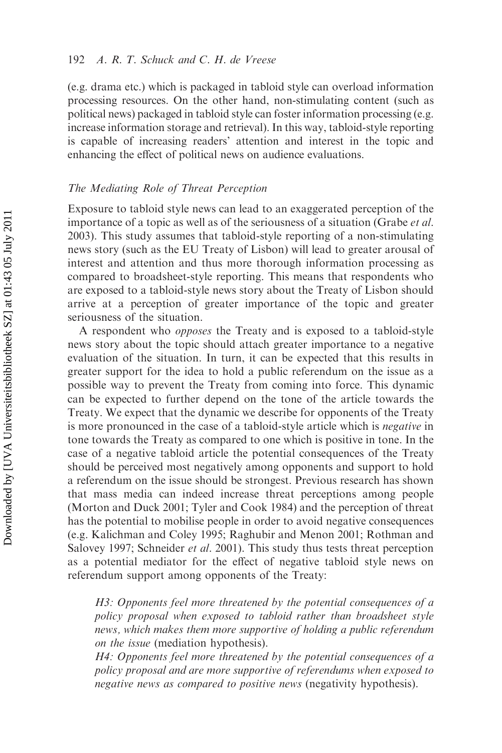(e.g. drama etc.) which is packaged in tabloid style can overload information processing resources. On the other hand, non-stimulating content (such as political news) packaged in tabloid style can foster information processing (e.g. increase information storage and retrieval). In this way, tabloid-style reporting is capable of increasing readers' attention and interest in the topic and enhancing the effect of political news on audience evaluations.

### *The Mediating Role of Threat Perception*

Exposure to tabloid style news can lead to an exaggerated perception of the importance of a topic as well as of the seriousness of a situation (Grabe *et al.* 2003). This study assumes that tabloid-style reporting of a non-stimulating news story (such as the EU Treaty of Lisbon) will lead to greater arousal of interest and attention and thus more thorough information processing as compared to broadsheet-style reporting. This means that respondents who are exposed to a tabloid-style news story about the Treaty of Lisbon should arrive at a perception of greater importance of the topic and greater seriousness of the situation.

A respondent who *opposes* the Treaty and is exposed to a tabloid-style news story about the topic should attach greater importance to a negative evaluation of the situation. In turn, it can be expected that this results in greater support for the idea to hold a public referendum on the issue as a possible way to prevent the Treaty from coming into force. This dynamic can be expected to further depend on the tone of the article towards the Treaty. We expect that the dynamic we describe for opponents of the Treaty is more pronounced in the case of a tabloid-style article which is *negative* in tone towards the Treaty as compared to one which is positive in tone. In the case of a negative tabloid article the potential consequences of the Treaty should be perceived most negatively among opponents and support to hold a referendum on the issue should be strongest. Previous research has shown that mass media can indeed increase threat perceptions among people (Morton and Duck 2001; Tyler and Cook 1984) and the perception of threat has the potential to mobilise people in order to avoid negative consequences (e.g. Kalichman and Coley 1995; Raghubir and Menon 2001; Rothman and Salovey 1997; Schneider *et al.* 2001). This study thus tests threat perception as a potential mediator for the effect of negative tabloid style news on referendum support among opponents of the Treaty:

> *H3: Opponents feel more threatened by the potential consequences of a policy proposal when exposed to tabloid rather than broadsheet style news, which makes them more supportive of holding a public referendum on the issue* (mediation hypothesis).
>
> *H4: Opponents feel more threatened by the potential consequences of a policy proposal and are more supportive of referendums when exposed to negative news as compared to positive news* (negativity hypothesis).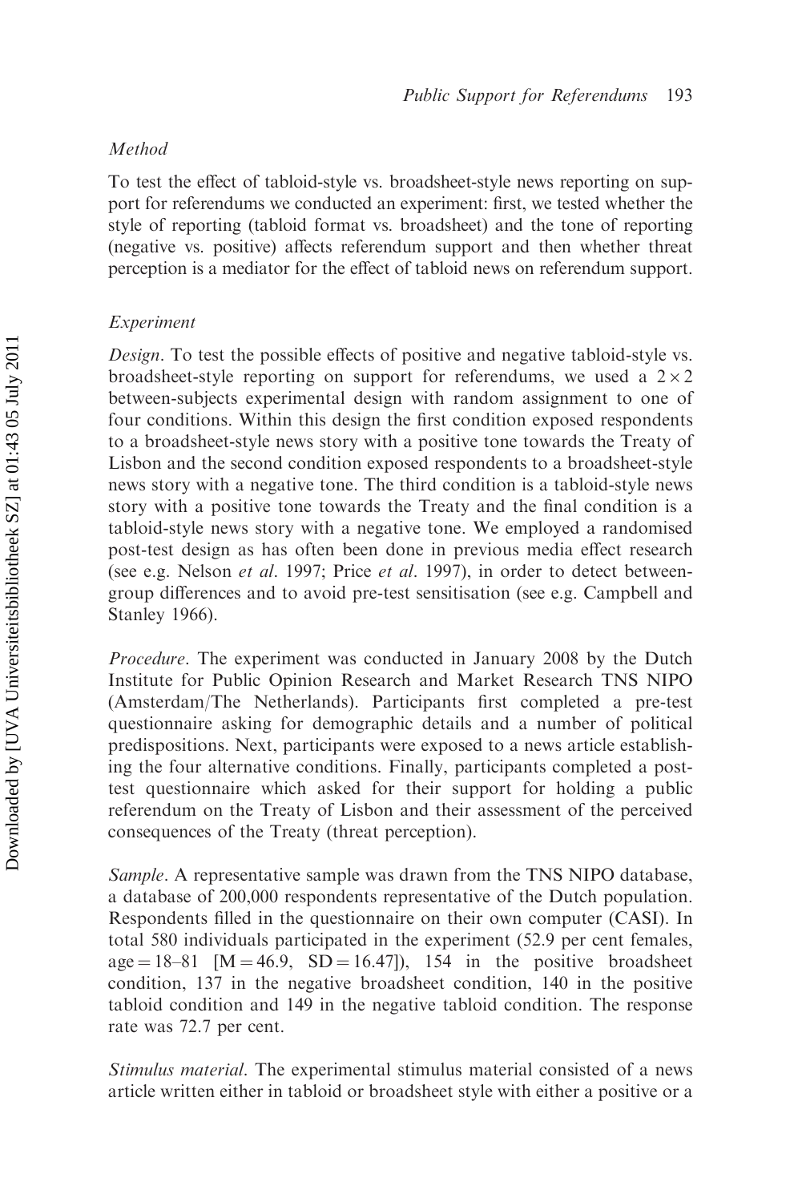*Method*

To test the effect of tabloid-style vs. broadsheet-style news reporting on support for referendums we conducted an experiment: first, we tested whether the style of reporting (tabloid format vs. broadsheet) and the tone of reporting (negative vs. positive) affects referendum support and then whether threat perception is a mediator for the effect of tabloid news on referendum support.

*Experiment*

*Design*. To test the possible effects of positive and negative tabloid-style vs. broadsheet-style reporting on support for referendums, we used a $2 \times 2$ between-subjects experimental design with random assignment to one of four conditions. Within this design the first condition exposed respondents to a broadsheet-style news story with a positive tone towards the Treaty of Lisbon and the second condition exposed respondents to a broadsheet-style news story with a negative tone. The third condition is a tabloid-style news story with a positive tone towards the Treaty and the final condition is a tabloid-style news story with a negative tone. We employed a randomised post-test design as has often been done in previous media effect research (see e.g. Nelson *et al*. 1997; Price *et al*. 1997), in order to detect between-group differences and to avoid pre-test sensitisation (see e.g. Campbell and Stanley 1966).

*Procedure*. The experiment was conducted in January 2008 by the Dutch Institute for Public Opinion Research and Market Research TNS NIPO (Amsterdam/The Netherlands). Participants first completed a pre-test questionnaire asking for demographic details and a number of political predispositions. Next, participants were exposed to a news article establishing the four alternative conditions. Finally, participants completed a post-test questionnaire which asked for their support for holding a public referendum on the Treaty of Lisbon and their assessment of the perceived consequences of the Treaty (threat perception).

*Sample*. A representative sample was drawn from the TNS NIPO database, a database of 200,000 respondents representative of the Dutch population. Respondents filled in the questionnaire on their own computer (CASI). In total 580 individuals participated in the experiment (52.9 per cent females, age = 18–81 [$M = 46.9$, $SD = 16.47$]), 154 in the positive broadsheet condition, 137 in the negative broadsheet condition, 140 in the positive tabloid condition and 149 in the negative tabloid condition. The response rate was 72.7 per cent.

*Stimulus material*. The experimental stimulus material consisted of a news article written either in tabloid or broadsheet style with either a positive or a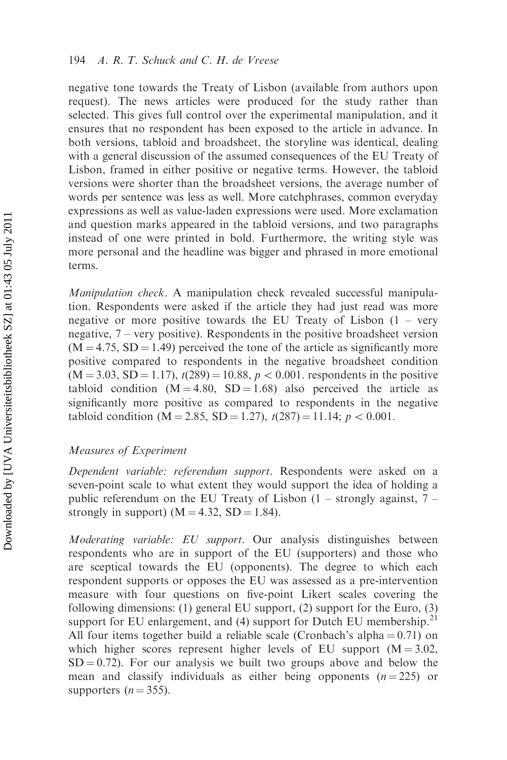negative tone towards the Treaty of Lisbon (available from authors upon request). The news articles were produced for the study rather than selected. This gives full control over the experimental manipulation, and it ensures that no respondent has been exposed to the article in advance. In both versions, tabloid and broadsheet, the storyline was identical, dealing with a general discussion of the assumed consequences of the EU Treaty of Lisbon, framed in either positive or negative terms. However, the tabloid versions were shorter than the broadsheet versions, the average number of words per sentence was less as well. More catchphrases, common everyday expressions as well as value-laden expressions were used. More exclamation and question marks appeared in the tabloid versions, and two paragraphs instead of one were printed in bold. Furthermore, the writing style was more personal and the headline was bigger and phrased in more emotional terms.

*Manipulation check*. A manipulation check revealed successful manipulation. Respondents were asked if the article they had just read was more negative or more positive towards the EU Treaty of Lisbon (1 – very negative, 7 – very positive). Respondents in the positive broadsheet version ($M = 4.75$, $SD = 1.49$) perceived the tone of the article as significantly more positive compared to respondents in the negative broadsheet condition ($M = 3.03$, $SD = 1.17$), $t(289) = 10.88$, $p < 0.001$. respondents in the positive tabloid condition ($M = 4.80$, $SD = 1.68$) also perceived the article as significantly more positive as compared to respondents in the negative tabloid condition ($M = 2.85$, $SD = 1.27$), $t(287) = 11.14$; $p < 0.001$.

### Measures of Experiment

*Dependent variable: referendum support*. Respondents were asked on a seven-point scale to what extent they would support the idea of holding a public referendum on the EU Treaty of Lisbon (1 – strongly against, 7 – strongly in support) ($M = 4.32$, $SD = 1.84$).

*Moderating variable: EU support*. Our analysis distinguishes between respondents who are in support of the EU (supporters) and those who are sceptical towards the EU (opponents). The degree to which each respondent supports or opposes the EU was assessed as a pre-intervention measure with four questions on five-point Likert scales covering the following dimensions: (1) general EU support, (2) support for the Euro, (3) support for EU enlargement, and (4) support for Dutch EU membership.[21] All four items together build a reliable scale (Cronbach's alpha = 0.71) on which higher scores represent higher levels of EU support ($M = 3.02$, $SD = 0.72$). For our analysis we built two groups above and below the mean and classify individuals as either being opponents ($n = 225$) or supporters ($n = 355$).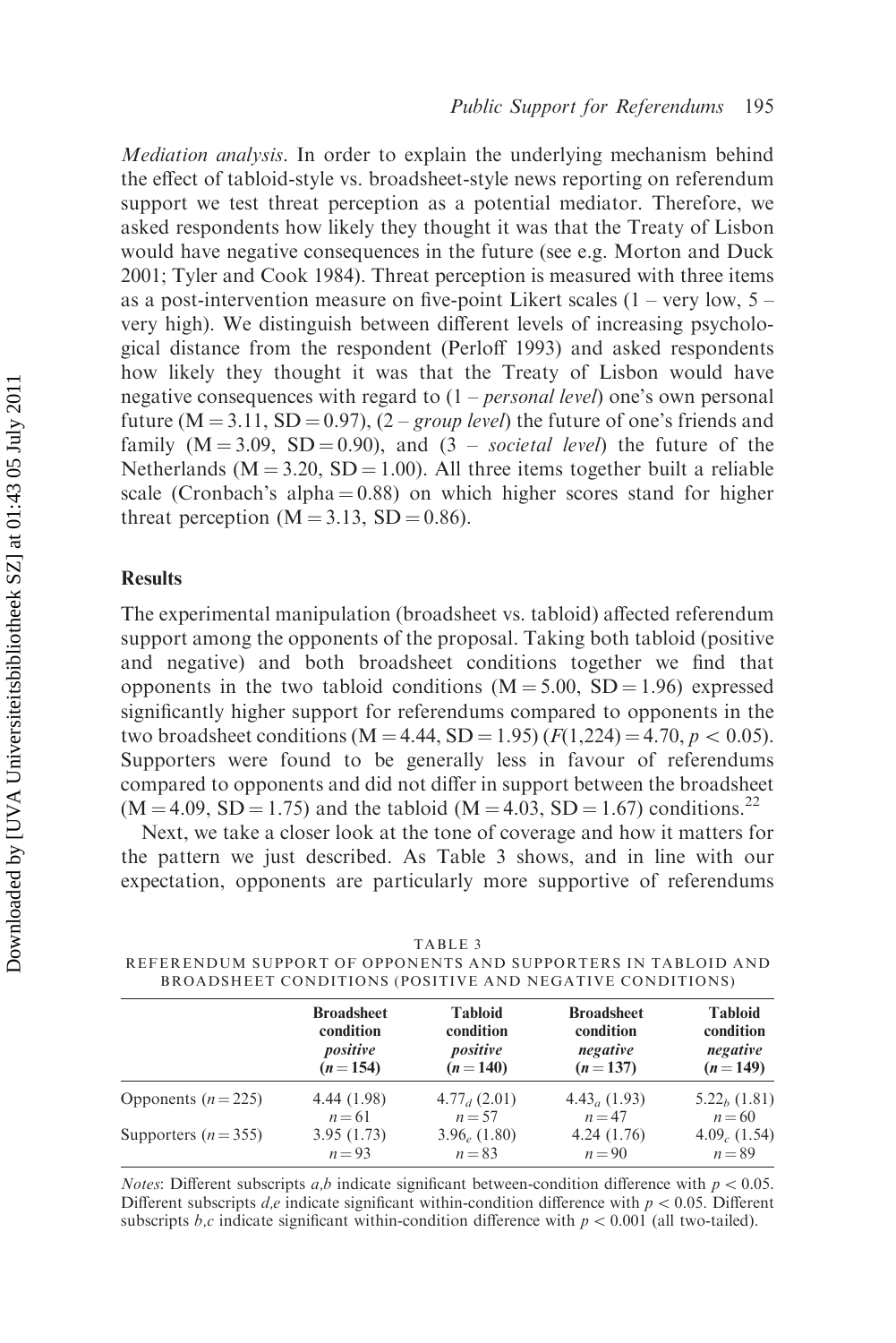*Mediation analysis*. In order to explain the underlying mechanism behind the effect of tabloid-style vs. broadsheet-style news reporting on referendum support we test threat perception as a potential mediator. Therefore, we asked respondents how likely they thought it was that the Treaty of Lisbon would have negative consequences in the future (see e.g. Morton and Duck 2001; Tyler and Cook 1984). Threat perception is measured with three items as a post-intervention measure on five-point Likert scales (1 – very low, 5 – very high). We distinguish between different levels of increasing psychological distance from the respondent (Perloff 1993) and asked respondents how likely they thought it was that the Treaty of Lisbon would have negative consequences with regard to (1 – *personal level*) one's own personal future ($M = 3.11$, $SD = 0.97$), (2 – *group level*) the future of one's friends and family ($M = 3.09$, $SD = 0.90$), and (3 – *societal level*) the future of the Netherlands ($M = 3.20$, $SD = 1.00$). All three items together built a reliable scale (Cronbach's alpha = 0.88) on which higher scores stand for higher threat perception ($M = 3.13$, $SD = 0.86$).

### Results

The experimental manipulation (broadsheet vs. tabloid) affected referendum support among the opponents of the proposal. Taking both tabloid (positive and negative) and both broadsheet conditions together we find that opponents in the two tabloid conditions ($M = 5.00$, $SD = 1.96$) expressed significantly higher support for referendums compared to opponents in the two broadsheet conditions ($M = 4.44$, $SD = 1.95$) ($F(1,224) = 4.70$, $p < 0.05$). Supporters were found to be generally less in favour of referendums compared to opponents and did not differ in support between the broadsheet ($M = 4.09$, $SD = 1.75$) and the tabloid ($M = 4.03$, $SD = 1.67$) conditions.[22]

Next, we take a closer look at the tone of coverage and how it matters for the pattern we just described. As Table 3 shows, and in line with our expectation, opponents are particularly more supportive of referendums

TABLE 3
REFERENDUM SUPPORT OF OPPONENTS AND SUPPORTERS IN TABLOID AND BROADSHEET CONDITIONS (POSITIVE AND NEGATIVE CONDITIONS)

| | Broadsheet condition *positive* ($n = 154$) | Tabloid condition *positive* ($n = 140$) | Broadsheet condition *negative* ($n = 137$) | Tabloid condition *negative* ($n = 149$) |
|---|---|---|---|---|
| Opponents ($n = 225$) | 4.44 (1.98) $n = 61$ | $4.77_d$ (2.01) $n = 57$ | $4.43_a$ (1.93) $n = 47$ | $5.22_b$ (1.81) $n = 60$ |
| Supporters ($n = 355$) | 3.95 (1.73) $n = 93$ | $3.96_e$ (1.80) $n = 83$ | 4.24 (1.76) $n = 90$ | $4.09_c$ (1.54) $n = 89$ |

*Notes*: Different subscripts *a,b* indicate significant between-condition difference with $p < 0.05$. Different subscripts *d,e* indicate significant within-condition difference with $p < 0.05$. Different subscripts *b,c* indicate significant within-condition difference with $p < 0.001$ (all two-tailed).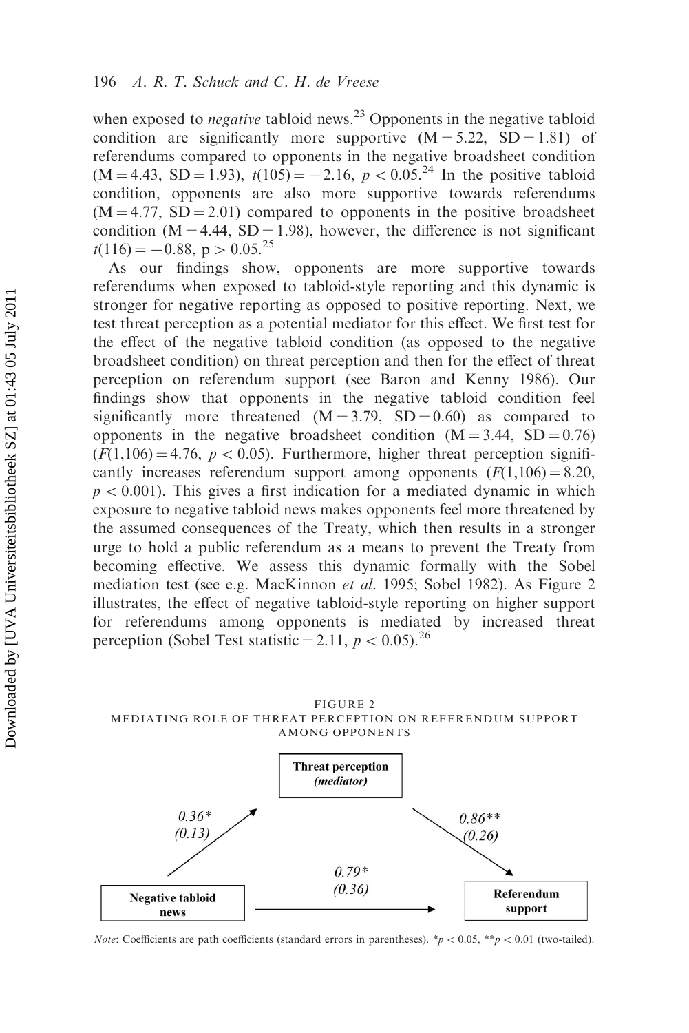when exposed to *negative* tabloid news.[23] Opponents in the negative tabloid condition are significantly more supportive ($M = 5.22$, $SD = 1.81$) of referendums compared to opponents in the negative broadsheet condition ($M = 4.43$, $SD = 1.93$), $t(105) = -2.16$, $p < 0.05$.[24] In the positive tabloid condition, opponents are also more supportive towards referendums ($M = 4.77$, $SD = 2.01$) compared to opponents in the positive broadsheet condition ($M = 4.44$, $SD = 1.98$), however, the difference is not significant $t(116) = -0.88$, $p > 0.05$.[25]

As our findings show, opponents are more supportive towards referendums when exposed to tabloid-style reporting and this dynamic is stronger for negative reporting as opposed to positive reporting. Next, we test threat perception as a potential mediator for this effect. We first test for the effect of the negative tabloid condition (as opposed to the negative broadsheet condition) on threat perception and then for the effect of threat perception on referendum support (see Baron and Kenny 1986). Our findings show that opponents in the negative tabloid condition feel significantly more threatened ($M = 3.79$, $SD = 0.60$) as compared to opponents in the negative broadsheet condition ($M = 3.44$, $SD = 0.76$) ($F(1,106) = 4.76$, $p < 0.05$). Furthermore, higher threat perception significantly increases referendum support among opponents ($F(1,106) = 8.20$, $p < 0.001$). This gives a first indication for a mediated dynamic in which exposure to negative tabloid news makes opponents feel more threatened by the assumed consequences of the Treaty, which then results in a stronger urge to hold a public referendum as a means to prevent the Treaty from becoming effective. We assess this dynamic formally with the Sobel mediation test (see e.g. MacKinnon *et al*. 1995; Sobel 1982). As Figure 2 illustrates, the effect of negative tabloid-style reporting on higher support for referendums among opponents is mediated by increased threat perception (Sobel Test statistic = 2.11, $p < 0.05$).[26]

FIGURE 2
MEDIATING ROLE OF THREAT PERCEPTION ON REFERENDUM SUPPORT AMONG OPPONENTS

**Threat perception** ***(mediator)***

Negative tabloid news → Threat perception: *0.36** *(0.13)*

Threat perception → Referendum support: *0.86*** *(0.26)*

Negative tabloid news → Referendum support: *0.79** *(0.36)*

*Note*: Coefficients are path coefficients (standard errors in parentheses). *$p < 0.05$, **$p < 0.01$ (two-tailed).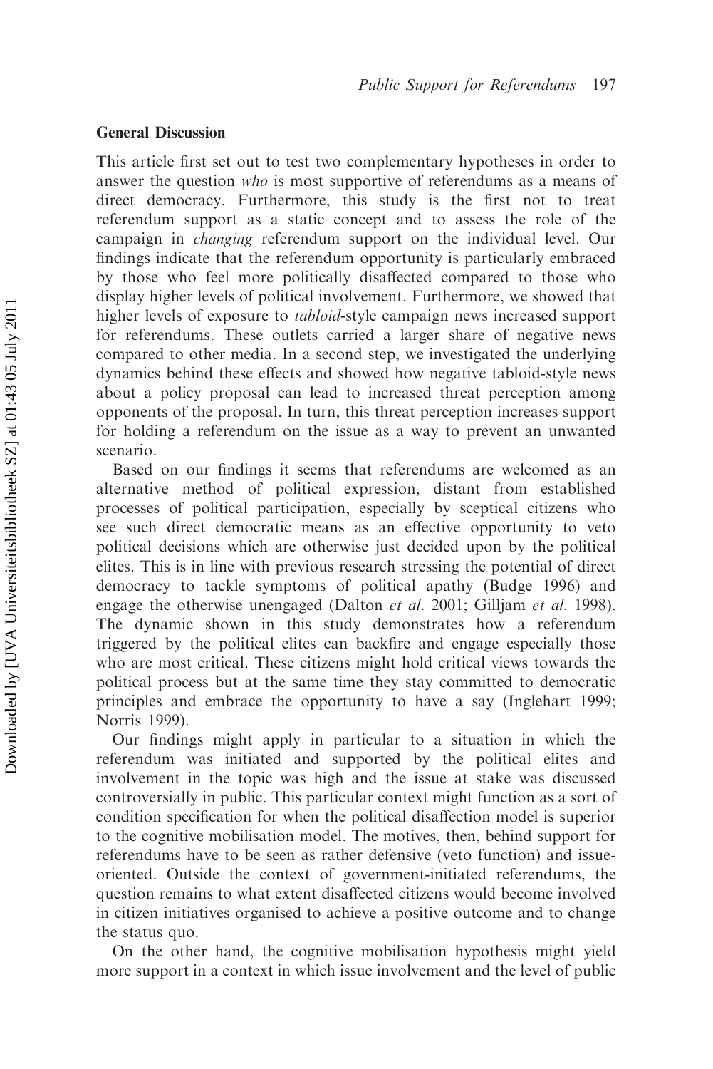### General Discussion

This article first set out to test two complementary hypotheses in order to answer the question *who* is most supportive of referendums as a means of direct democracy. Furthermore, this study is the first not to treat referendum support as a static concept and to assess the role of the campaign in *changing* referendum support on the individual level. Our findings indicate that the referendum opportunity is particularly embraced by those who feel more politically disaffected compared to those who display higher levels of political involvement. Furthermore, we showed that higher levels of exposure to *tabloid*-style campaign news increased support for referendums. These outlets carried a larger share of negative news compared to other media. In a second step, we investigated the underlying dynamics behind these effects and showed how negative tabloid-style news about a policy proposal can lead to increased threat perception among opponents of the proposal. In turn, this threat perception increases support for holding a referendum on the issue as a way to prevent an unwanted scenario.

Based on our findings it seems that referendums are welcomed as an alternative method of political expression, distant from established processes of political participation, especially by sceptical citizens who see such direct democratic means as an effective opportunity to veto political decisions which are otherwise just decided upon by the political elites. This is in line with previous research stressing the potential of direct democracy to tackle symptoms of political apathy (Budge 1996) and engage the otherwise unengaged (Dalton *et al.* 2001; Gilljam *et al.* 1998). The dynamic shown in this study demonstrates how a referendum triggered by the political elites can backfire and engage especially those who are most critical. These citizens might hold critical views towards the political process but at the same time they stay committed to democratic principles and embrace the opportunity to have a say (Inglehart 1999; Norris 1999).

Our findings might apply in particular to a situation in which the referendum was initiated and supported by the political elites and involvement in the topic was high and the issue at stake was discussed controversially in public. This particular context might function as a sort of condition specification for when the political disaffection model is superior to the cognitive mobilisation model. The motives, then, behind support for referendums have to be seen as rather defensive (veto function) and issue-oriented. Outside the context of government-initiated referendums, the question remains to what extent disaffected citizens would become involved in citizen initiatives organised to achieve a positive outcome and to change the status quo.

On the other hand, the cognitive mobilisation hypothesis might yield more support in a context in which issue involvement and the level of public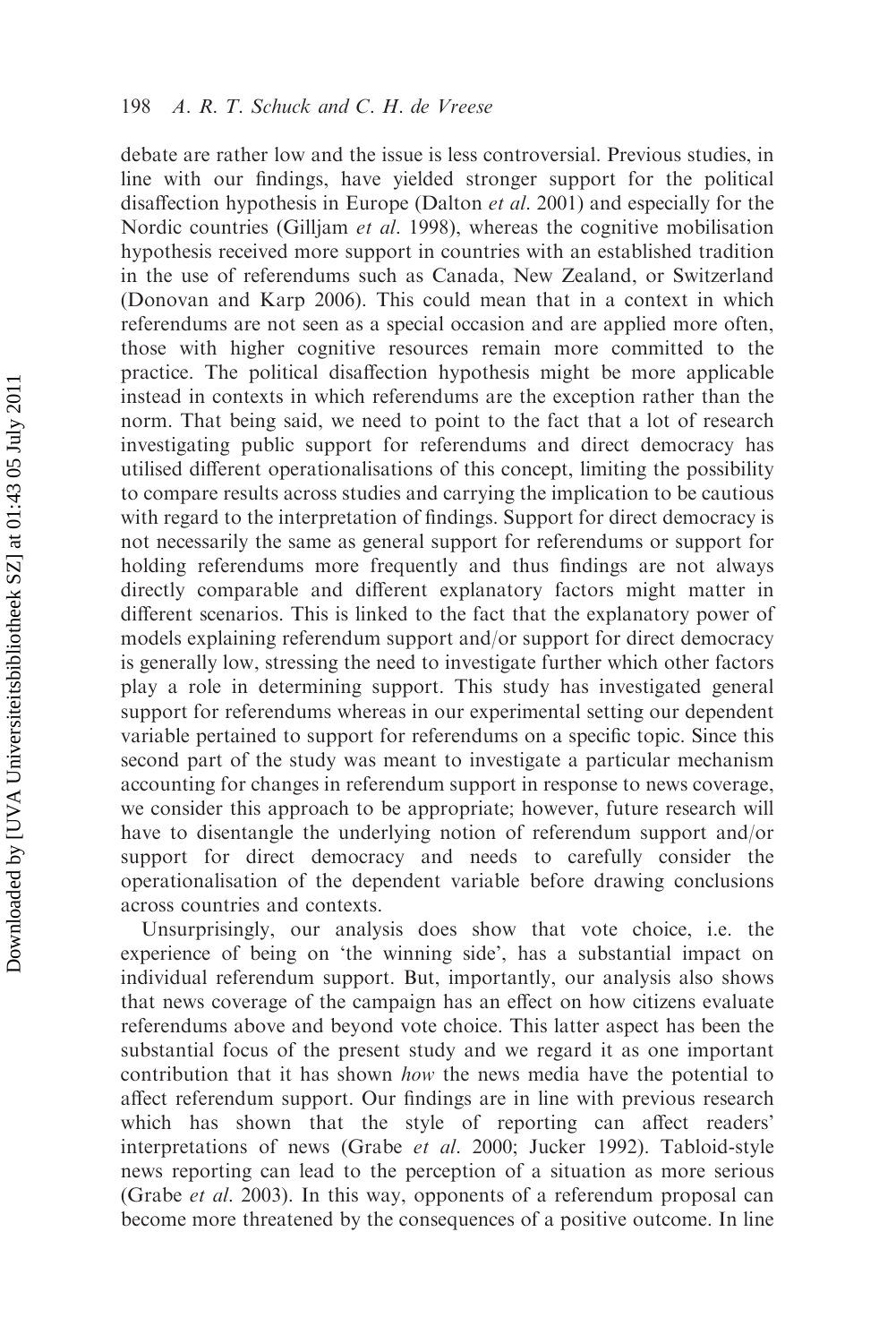debate are rather low and the issue is less controversial. Previous studies, in line with our findings, have yielded stronger support for the political disaffection hypothesis in Europe (Dalton *et al.* 2001) and especially for the Nordic countries (Gilljam *et al.* 1998), whereas the cognitive mobilisation hypothesis received more support in countries with an established tradition in the use of referendums such as Canada, New Zealand, or Switzerland (Donovan and Karp 2006). This could mean that in a context in which referendums are not seen as a special occasion and are applied more often, those with higher cognitive resources remain more committed to the practice. The political disaffection hypothesis might be more applicable instead in contexts in which referendums are the exception rather than the norm. That being said, we need to point to the fact that a lot of research investigating public support for referendums and direct democracy has utilised different operationalisations of this concept, limiting the possibility to compare results across studies and carrying the implication to be cautious with regard to the interpretation of findings. Support for direct democracy is not necessarily the same as general support for referendums or support for holding referendums more frequently and thus findings are not always directly comparable and different explanatory factors might matter in different scenarios. This is linked to the fact that the explanatory power of models explaining referendum support and/or support for direct democracy is generally low, stressing the need to investigate further which other factors play a role in determining support. This study has investigated general support for referendums whereas in our experimental setting our dependent variable pertained to support for referendums on a specific topic. Since this second part of the study was meant to investigate a particular mechanism accounting for changes in referendum support in response to news coverage, we consider this approach to be appropriate; however, future research will have to disentangle the underlying notion of referendum support and/or support for direct democracy and needs to carefully consider the operationalisation of the dependent variable before drawing conclusions across countries and contexts.

Unsurprisingly, our analysis does show that vote choice, i.e. the experience of being on 'the winning side', has a substantial impact on individual referendum support. But, importantly, our analysis also shows that news coverage of the campaign has an effect on how citizens evaluate referendums above and beyond vote choice. This latter aspect has been the substantial focus of the present study and we regard it as one important contribution that it has shown *how* the news media have the potential to affect referendum support. Our findings are in line with previous research which has shown that the style of reporting can affect readers' interpretations of news (Grabe *et al.* 2000; Jucker 1992). Tabloid-style news reporting can lead to the perception of a situation as more serious (Grabe *et al.* 2003). In this way, opponents of a referendum proposal can become more threatened by the consequences of a positive outcome. In line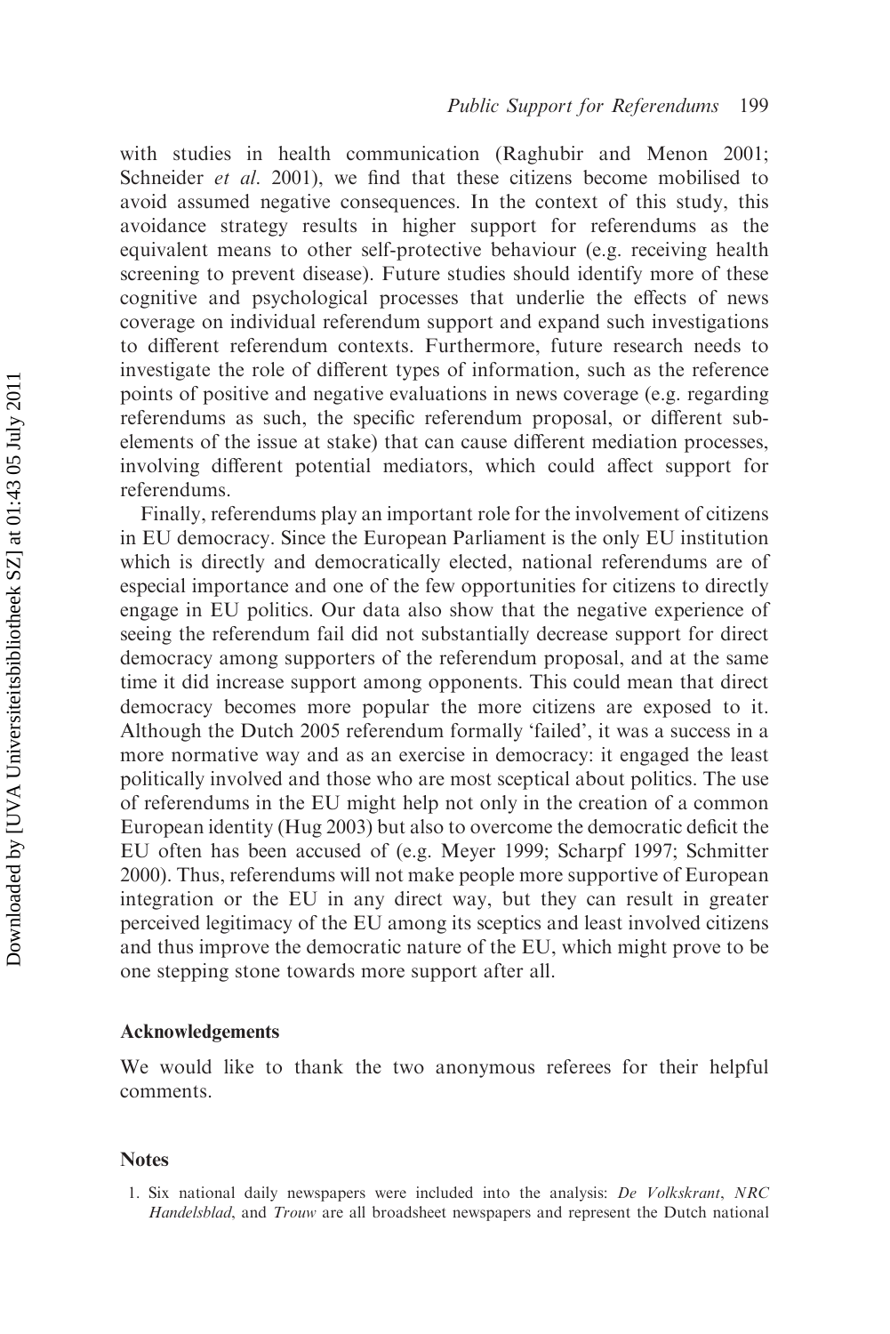with studies in health communication (Raghubir and Menon 2001; Schneider *et al*. 2001), we find that these citizens become mobilised to avoid assumed negative consequences. In the context of this study, this avoidance strategy results in higher support for referendums as the equivalent means to other self-protective behaviour (e.g. receiving health screening to prevent disease). Future studies should identify more of these cognitive and psychological processes that underlie the effects of news coverage on individual referendum support and expand such investigations to different referendum contexts. Furthermore, future research needs to investigate the role of different types of information, such as the reference points of positive and negative evaluations in news coverage (e.g. regarding referendums as such, the specific referendum proposal, or different sub-elements of the issue at stake) that can cause different mediation processes, involving different potential mediators, which could affect support for referendums.

Finally, referendums play an important role for the involvement of citizens in EU democracy. Since the European Parliament is the only EU institution which is directly and democratically elected, national referendums are of especial importance and one of the few opportunities for citizens to directly engage in EU politics. Our data also show that the negative experience of seeing the referendum fail did not substantially decrease support for direct democracy among supporters of the referendum proposal, and at the same time it did increase support among opponents. This could mean that direct democracy becomes more popular the more citizens are exposed to it. Although the Dutch 2005 referendum formally 'failed', it was a success in a more normative way and as an exercise in democracy: it engaged the least politically involved and those who are most sceptical about politics. The use of referendums in the EU might help not only in the creation of a common European identity (Hug 2003) but also to overcome the democratic deficit the EU often has been accused of (e.g. Meyer 1999; Scharpf 1997; Schmitter 2000). Thus, referendums will not make people more supportive of European integration or the EU in any direct way, but they can result in greater perceived legitimacy of the EU among its sceptics and least involved citizens and thus improve the democratic nature of the EU, which might prove to be one stepping stone towards more support after all.

## Acknowledgements

We would like to thank the two anonymous referees for their helpful comments.

## Notes

1. Six national daily newspapers were included into the analysis: *De Volkskrant*, *NRC Handelsblad*, and *Trouw* are all broadsheet newspapers and represent the Dutch national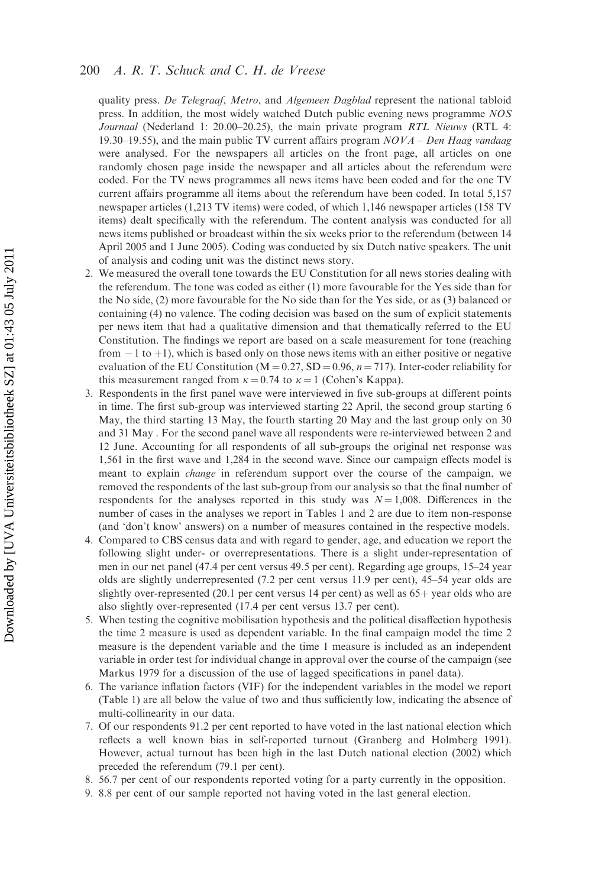quality press. *De Telegraaf*, *Metro*, and *Algemeen Dagblad* represent the national tabloid press. In addition, the most widely watched Dutch public evening news programme *NOS Journaal* (Nederland 1: 20.00–20.25), the main private program *RTL Nieuws* (RTL 4: 19.30–19.55), and the main public TV current affairs program *NOVA – Den Haag vandaag* were analysed. For the newspapers all articles on the front page, all articles on one randomly chosen page inside the newspaper and all articles about the referendum were coded. For the TV news programmes all news items have been coded and for the one TV current affairs programme all items about the referendum have been coded. In total 5,157 newspaper articles (1,213 TV items) were coded, of which 1,146 newspaper articles (158 TV items) dealt specifically with the referendum. The content analysis was conducted for all news items published or broadcast within the six weeks prior to the referendum (between 14 April 2005 and 1 June 2005). Coding was conducted by six Dutch native speakers. The unit of analysis and coding unit was the distinct news story.

2. We measured the overall tone towards the EU Constitution for all news stories dealing with the referendum. The tone was coded as either (1) more favourable for the Yes side than for the No side, (2) more favourable for the No side than for the Yes side, or as (3) balanced or containing (4) no valence. The coding decision was based on the sum of explicit statements per news item that had a qualitative dimension and that thematically referred to the EU Constitution. The findings we report are based on a scale measurement for tone (reaching from $-1$ to $+1$), which is based only on those news items with an either positive or negative evaluation of the EU Constitution ($M = 0.27$, $SD = 0.96$, $n = 717$). Inter-coder reliability for this measurement ranged from $\kappa = 0.74$ to $\kappa = 1$ (Cohen's Kappa).
3. Respondents in the first panel wave were interviewed in five sub-groups at different points in time. The first sub-group was interviewed starting 22 April, the second group starting 6 May, the third starting 13 May, the fourth starting 20 May and the last group only on 30 and 31 May . For the second panel wave all respondents were re-interviewed between 2 and 12 June. Accounting for all respondents of all sub-groups the original net response was 1,561 in the first wave and 1,284 in the second wave. Since our campaign effects model is meant to explain *change* in referendum support over the course of the campaign, we removed the respondents of the last sub-group from our analysis so that the final number of respondents for the analyses reported in this study was $N = 1{,}008$. Differences in the number of cases in the analyses we report in Tables 1 and 2 are due to item non-response (and 'don't know' answers) on a number of measures contained in the respective models.
4. Compared to CBS census data and with regard to gender, age, and education we report the following slight under- or overrepresentations. There is a slight under-representation of men in our net panel (47.4 per cent versus 49.5 per cent). Regarding age groups, 15–24 year olds are slightly underrepresented (7.2 per cent versus 11.9 per cent), 45–54 year olds are slightly over-represented (20.1 per cent versus 14 per cent) as well as 65+ year olds who are also slightly over-represented (17.4 per cent versus 13.7 per cent).
5. When testing the cognitive mobilisation hypothesis and the political disaffection hypothesis the time 2 measure is used as dependent variable. In the final campaign model the time 2 measure is the dependent variable and the time 1 measure is included as an independent variable in order test for individual change in approval over the course of the campaign (see Markus 1979 for a discussion of the use of lagged specifications in panel data).
6. The variance inflation factors (VIF) for the independent variables in the model we report (Table 1) are all below the value of two and thus sufficiently low, indicating the absence of multi-collinearity in our data.
7. Of our respondents 91.2 per cent reported to have voted in the last national election which reflects a well known bias in self-reported turnout (Granberg and Holmberg 1991). However, actual turnout has been high in the last Dutch national election (2002) which preceded the referendum (79.1 per cent).
8. 56.7 per cent of our respondents reported voting for a party currently in the opposition.
9. 8.8 per cent of our sample reported not having voted in the last general election.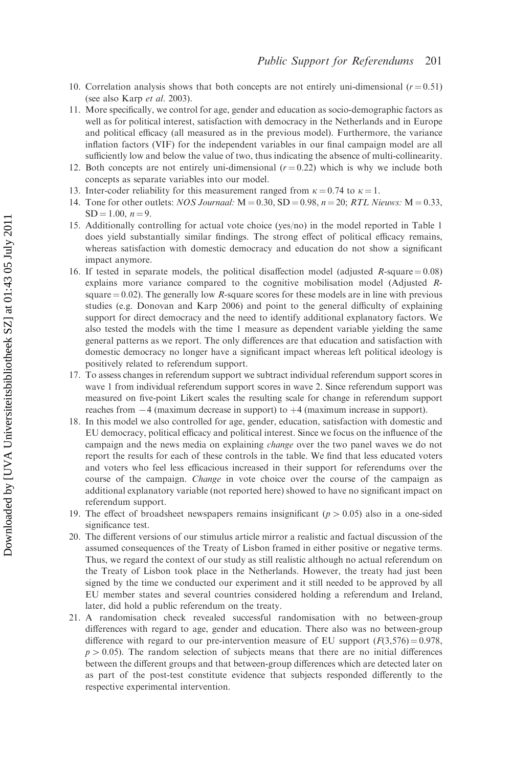10. Correlation analysis shows that both concepts are not entirely uni-dimensional ($r = 0.51$) (see also Karp *et al*. 2003).
11. More specifically, we control for age, gender and education as socio-demographic factors as well as for political interest, satisfaction with democracy in the Netherlands and in Europe and political efficacy (all measured as in the previous model). Furthermore, the variance inflation factors (VIF) for the independent variables in our final campaign model are all sufficiently low and below the value of two, thus indicating the absence of multi-collinearity.
12. Both concepts are not entirely uni-dimensional ($r = 0.22$) which is why we include both concepts as separate variables into our model.
13. Inter-coder reliability for this measurement ranged from $\kappa = 0.74$ to $\kappa = 1$.
14. Tone for other outlets: *NOS Journaal:* $M = 0.30$, $SD = 0.98$, $n = 20$; *RTL Nieuws:* $M = 0.33$, $SD = 1.00$, $n = 9$.
15. Additionally controlling for actual vote choice (yes/no) in the model reported in Table 1 does yield substantially similar findings. The strong effect of political efficacy remains, whereas satisfaction with domestic democracy and education do not show a significant impact anymore.
16. If tested in separate models, the political disaffection model (adjusted $R$-square $= 0.08$) explains more variance compared to the cognitive mobilisation model (Adjusted $R$-square $= 0.02$). The generally low $R$-square scores for these models are in line with previous studies (e.g. Donovan and Karp 2006) and point to the general difficulty of explaining support for direct democracy and the need to identify additional explanatory factors. We also tested the models with the time 1 measure as dependent variable yielding the same general patterns as we report. The only differences are that education and satisfaction with domestic democracy no longer have a significant impact whereas left political ideology is positively related to referendum support.
17. To assess changes in referendum support we subtract individual referendum support scores in wave 1 from individual referendum support scores in wave 2. Since referendum support was measured on five-point Likert scales the resulting scale for change in referendum support reaches from $-4$ (maximum decrease in support) to $+4$ (maximum increase in support).
18. In this model we also controlled for age, gender, education, satisfaction with domestic and EU democracy, political efficacy and political interest. Since we focus on the influence of the campaign and the news media on explaining *change* over the two panel waves we do not report the results for each of these controls in the table. We find that less educated voters and voters who feel less efficacious increased in their support for referendums over the course of the campaign. *Change* in vote choice over the course of the campaign as additional explanatory variable (not reported here) showed to have no significant impact on referendum support.
19. The effect of broadsheet newspapers remains insignificant ($p > 0.05$) also in a one-sided significance test.
20. The different versions of our stimulus article mirror a realistic and factual discussion of the assumed consequences of the Treaty of Lisbon framed in either positive or negative terms. Thus, we regard the context of our study as still realistic although no actual referendum on the Treaty of Lisbon took place in the Netherlands. However, the treaty had just been signed by the time we conducted our experiment and it still needed to be approved by all EU member states and several countries considered holding a referendum and Ireland, later, did hold a public referendum on the treaty.
21. A randomisation check revealed successful randomisation with no between-group differences with regard to age, gender and education. There also was no between-group difference with regard to our pre-intervention measure of EU support ($F(3,576) = 0.978$, $p > 0.05$). The random selection of subjects means that there are no initial differences between the different groups and that between-group differences which are detected later on as part of the post-test constitute evidence that subjects responded differently to the respective experimental intervention.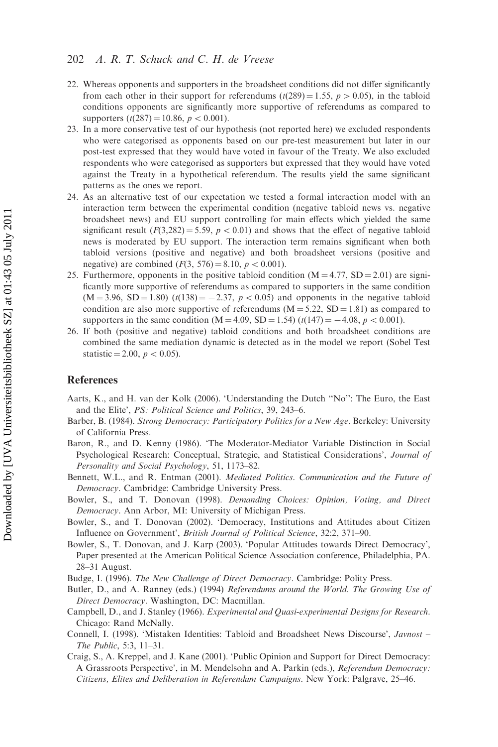22. Whereas opponents and supporters in the broadsheet conditions did not differ significantly from each other in their support for referendums ($t(289) = 1.55$, $p > 0.05$), in the tabloid conditions opponents are significantly more supportive of referendums as compared to supporters ($t(287) = 10.86$, $p < 0.001$).
23. In a more conservative test of our hypothesis (not reported here) we excluded respondents who were categorised as opponents based on our pre-test measurement but later in our post-test expressed that they would have voted in favour of the Treaty. We also excluded respondents who were categorised as supporters but expressed that they would have voted against the Treaty in a hypothetical referendum. The results yield the same significant patterns as the ones we report.
24. As an alternative test of our expectation we tested a formal interaction model with an interaction term between the experimental condition (negative tabloid news vs. negative broadsheet news) and EU support controlling for main effects which yielded the same significant result ($F(3,282) = 5.59$, $p < 0.01$) and shows that the effect of negative tabloid news is moderated by EU support. The interaction term remains significant when both tabloid versions (positive and negative) and both broadsheet versions (positive and negative) are combined ($F(3, 576) = 8.10$, $p < 0.001$).
25. Furthermore, opponents in the positive tabloid condition ($M = 4.77$, $SD = 2.01$) are significantly more supportive of referendums as compared to supporters in the same condition ($M = 3.96$, $SD = 1.80$) ($t(138) = -2.37$, $p < 0.05$) and opponents in the negative tabloid condition are also more supportive of referendums ($M = 5.22$, $SD = 1.81$) as compared to supporters in the same condition ($M = 4.09$, $SD = 1.54$) ($t(147) = -4.08$, $p < 0.001$).
26. If both (positive and negative) tabloid conditions and both broadsheet conditions are combined the same mediation dynamic is detected as in the model we report (Sobel Test statistic $= 2.00$, $p < 0.05$).

## References

Aarts, K., and H. van der Kolk (2006). 'Understanding the Dutch "No": The Euro, the East and the Elite', *PS: Political Science and Politics*, 39, 243–6.

Barber, B. (1984). *Strong Democracy: Participatory Politics for a New Age*. Berkeley: University of California Press.

Baron, R., and D. Kenny (1986). 'The Moderator-Mediator Variable Distinction in Social Psychological Research: Conceptual, Strategic, and Statistical Considerations', *Journal of Personality and Social Psychology*, 51, 1173–82.

Bennett, W.L., and R. Entman (2001). *Mediated Politics. Communication and the Future of Democracy*. Cambridge: Cambridge University Press.

Bowler, S., and T. Donovan (1998). *Demanding Choices: Opinion, Voting, and Direct Democracy*. Ann Arbor, MI: University of Michigan Press.

Bowler, S., and T. Donovan (2002). 'Democracy, Institutions and Attitudes about Citizen Influence on Government', *British Journal of Political Science*, 32:2, 371–90.

Bowler, S., T. Donovan, and J. Karp (2003). 'Popular Attitudes towards Direct Democracy', Paper presented at the American Political Science Association conference, Philadelphia, PA. 28–31 August.

Budge, I. (1996). *The New Challenge of Direct Democracy*. Cambridge: Polity Press.

Butler, D., and A. Ranney (eds.) (1994) *Referendums around the World. The Growing Use of Direct Democracy*. Washington, DC: Macmillan.

Campbell, D., and J. Stanley (1966). *Experimental and Quasi-experimental Designs for Research*. Chicago: Rand McNally.

Connell, I. (1998). 'Mistaken Identities: Tabloid and Broadsheet News Discourse', *Javnost – The Public*, 5:3, 11–31.

Craig, S., A. Kreppel, and J. Kane (2001). 'Public Opinion and Support for Direct Democracy: A Grassroots Perspective', in M. Mendelsohn and A. Parkin (eds.), *Referendum Democracy: Citizens, Elites and Deliberation in Referendum Campaigns*. New York: Palgrave, 25–46.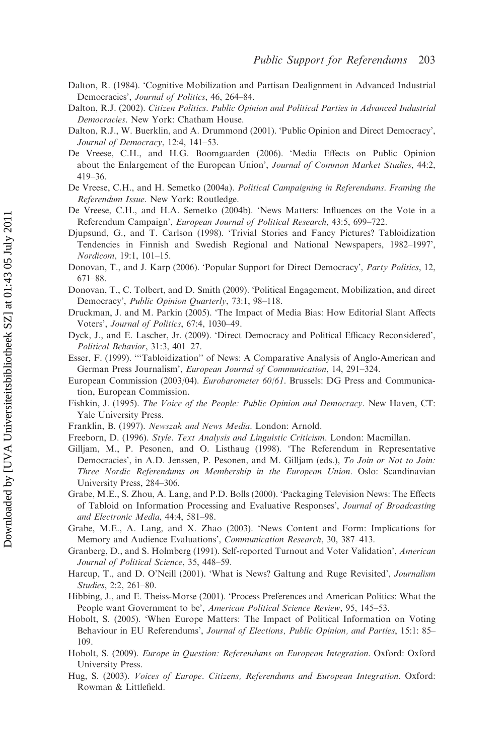Dalton, R. (1984). 'Cognitive Mobilization and Partisan Dealignment in Advanced Industrial Democracies', *Journal of Politics*, 46, 264–84.

Dalton, R.J. (2002). *Citizen Politics. Public Opinion and Political Parties in Advanced Industrial Democracies*. New York: Chatham House.

Dalton, R.J., W. Buerklin, and A. Drummond (2001). 'Public Opinion and Direct Democracy', *Journal of Democracy*, 12:4, 141–53.

De Vreese, C.H., and H.G. Boomgaarden (2006). 'Media Effects on Public Opinion about the Enlargement of the European Union', *Journal of Common Market Studies*, 44:2, 419–36.

De Vreese, C.H., and H. Semetko (2004a). *Political Campaigning in Referendums. Framing the Referendum Issue*. New York: Routledge.

De Vreese, C.H., and H.A. Semetko (2004b). 'News Matters: Influences on the Vote in a Referendum Campaign', *European Journal of Political Research*, 43:5, 699–722.

Djupsund, G., and T. Carlson (1998). 'Trivial Stories and Fancy Pictures? Tabloidization Tendencies in Finnish and Swedish Regional and National Newspapers, 1982–1997', *Nordicom*, 19:1, 101–15.

Donovan, T., and J. Karp (2006). 'Popular Support for Direct Democracy', *Party Politics*, 12, 671–88.

Donovan, T., C. Tolbert, and D. Smith (2009). 'Political Engagement, Mobilization, and direct Democracy', *Public Opinion Quarterly*, 73:1, 98–118.

Druckman, J. and M. Parkin (2005). 'The Impact of Media Bias: How Editorial Slant Affects Voters', *Journal of Politics*, 67:4, 1030–49.

Dyck, J., and E. Lascher, Jr. (2009). 'Direct Democracy and Political Efficacy Reconsidered', *Political Behavior*, 31:3, 401–27.

Esser, F. (1999). '"Tabloidization" of News: A Comparative Analysis of Anglo-American and German Press Journalism', *European Journal of Communication*, 14, 291–324.

European Commission (2003/04). *Eurobarometer 60/61*. Brussels: DG Press and Communication, European Commission.

Fishkin, J. (1995). *The Voice of the People: Public Opinion and Democracy*. New Haven, CT: Yale University Press.

Franklin, B. (1997). *Newszak and News Media*. London: Arnold.

Freeborn, D. (1996). *Style. Text Analysis and Linguistic Criticism*. London: Macmillan.

Gilljam, M., P. Pesonen, and O. Listhaug (1998). 'The Referendum in Representative Democracies', in A.D. Jenssen, P. Pesonen, and M. Gilljam (eds.), *To Join or Not to Join: Three Nordic Referendums on Membership in the European Union*. Oslo: Scandinavian University Press, 284–306.

Grabe, M.E., S. Zhou, A. Lang, and P.D. Bolls (2000). 'Packaging Television News: The Effects of Tabloid on Information Processing and Evaluative Responses', *Journal of Broadcasting and Electronic Media*, 44:4, 581–98.

Grabe, M.E., A. Lang, and X. Zhao (2003). 'News Content and Form: Implications for Memory and Audience Evaluations', *Communication Research*, 30, 387–413.

Granberg, D., and S. Holmberg (1991). Self-reported Turnout and Voter Validation', *American Journal of Political Science*, 35, 448–59.

Harcup, T., and D. O'Neill (2001). 'What is News? Galtung and Ruge Revisited', *Journalism Studies*, 2:2, 261–80.

Hibbing, J., and E. Theiss-Morse (2001). 'Process Preferences and American Politics: What the People want Government to be', *American Political Science Review*, 95, 145–53.

Hobolt, S. (2005). 'When Europe Matters: The Impact of Political Information on Voting Behaviour in EU Referendums', *Journal of Elections, Public Opinion, and Parties*, 15:1: 85–109.

Hobolt, S. (2009). *Europe in Question: Referendums on European Integration*. Oxford: Oxford University Press.

Hug, S. (2003). *Voices of Europe. Citizens, Referendums and European Integration*. Oxford: Rowman & Littlefield.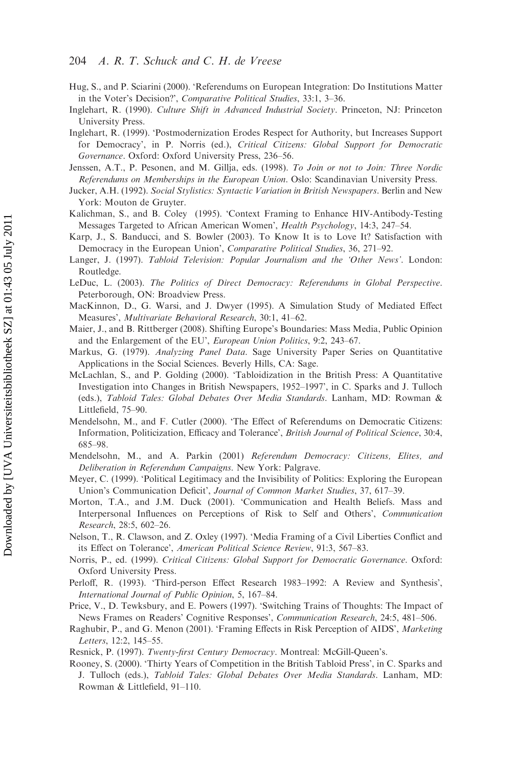Hug, S., and P. Sciarini (2000). 'Referendums on European Integration: Do Institutions Matter in the Voter's Decision?', *Comparative Political Studies*, 33:1, 3–36.

Inglehart, R. (1990). *Culture Shift in Advanced Industrial Society*. Princeton, NJ: Princeton University Press.

Inglehart, R. (1999). 'Postmodernization Erodes Respect for Authority, but Increases Support for Democracy', in P. Norris (ed.), *Critical Citizens: Global Support for Democratic Governance*. Oxford: Oxford University Press, 236–56.

Jenssen, A.T., P. Pesonen, and M. Gillja, eds. (1998). *To Join or not to Join: Three Nordic Referendums on Memberships in the European Union*. Oslo: Scandinavian University Press.

Jucker, A.H. (1992). *Social Stylistics: Syntactic Variation in British Newspapers*. Berlin and New York: Mouton de Gruyter.

Kalichman, S., and B. Coley (1995). 'Context Framing to Enhance HIV-Antibody-Testing Messages Targeted to African American Women', *Health Psychology*, 14:3, 247–54.

Karp, J., S. Banducci, and S. Bowler (2003). To Know It is to Love It? Satisfaction with Democracy in the European Union', *Comparative Political Studies*, 36, 271–92.

Langer, J. (1997). *Tabloid Television: Popular Journalism and the 'Other News'*. London: Routledge.

LeDuc, L. (2003). *The Politics of Direct Democracy: Referendums in Global Perspective*. Peterborough, ON: Broadview Press.

MacKinnon, D., G. Warsi, and J. Dwyer (1995). A Simulation Study of Mediated Effect Measures', *Multivariate Behavioral Research*, 30:1, 41–62.

Maier, J., and B. Rittberger (2008). Shifting Europe's Boundaries: Mass Media, Public Opinion and the Enlargement of the EU', *European Union Politics*, 9:2, 243–67.

Markus, G. (1979). *Analyzing Panel Data*. Sage University Paper Series on Quantitative Applications in the Social Sciences. Beverly Hills, CA: Sage.

McLachlan, S., and P. Golding (2000). 'Tabloidization in the British Press: A Quantitative Investigation into Changes in British Newspapers, 1952–1997', in C. Sparks and J. Tulloch (eds.), *Tabloid Tales: Global Debates Over Media Standards*. Lanham, MD: Rowman & Littlefield, 75–90.

Mendelsohn, M., and F. Cutler (2000). 'The Effect of Referendums on Democratic Citizens: Information, Politicization, Efficacy and Tolerance', *British Journal of Political Science*, 30:4, 685–98.

Mendelsohn, M., and A. Parkin (2001) *Referendum Democracy: Citizens, Elites, and Deliberation in Referendum Campaigns*. New York: Palgrave.

Meyer, C. (1999). 'Political Legitimacy and the Invisibility of Politics: Exploring the European Union's Communication Deficit', *Journal of Common Market Studies*, 37, 617–39.

Morton, T.A., and J.M. Duck (2001). 'Communication and Health Beliefs. Mass and Interpersonal Influences on Perceptions of Risk to Self and Others', *Communication Research*, 28:5, 602–26.

Nelson, T., R. Clawson, and Z. Oxley (1997). 'Media Framing of a Civil Liberties Conflict and its Effect on Tolerance', *American Political Science Review*, 91:3, 567–83.

Norris, P., ed. (1999). *Critical Citizens: Global Support for Democratic Governance*. Oxford: Oxford University Press.

Perloff, R. (1993). 'Third-person Effect Research 1983–1992: A Review and Synthesis', *International Journal of Public Opinion*, 5, 167–84.

Price, V., D. Tewksbury, and E. Powers (1997). 'Switching Trains of Thoughts: The Impact of News Frames on Readers' Cognitive Responses', *Communication Research*, 24:5, 481–506.

Raghubir, P., and G. Menon (2001). 'Framing Effects in Risk Perception of AIDS', *Marketing Letters*, 12:2, 145–55.

Resnick, P. (1997). *Twenty-first Century Democracy*. Montreal: McGill-Queen's.

Rooney, S. (2000). 'Thirty Years of Competition in the British Tabloid Press', in C. Sparks and J. Tulloch (eds.), *Tabloid Tales: Global Debates Over Media Standards*. Lanham, MD: Rowman & Littlefield, 91–110.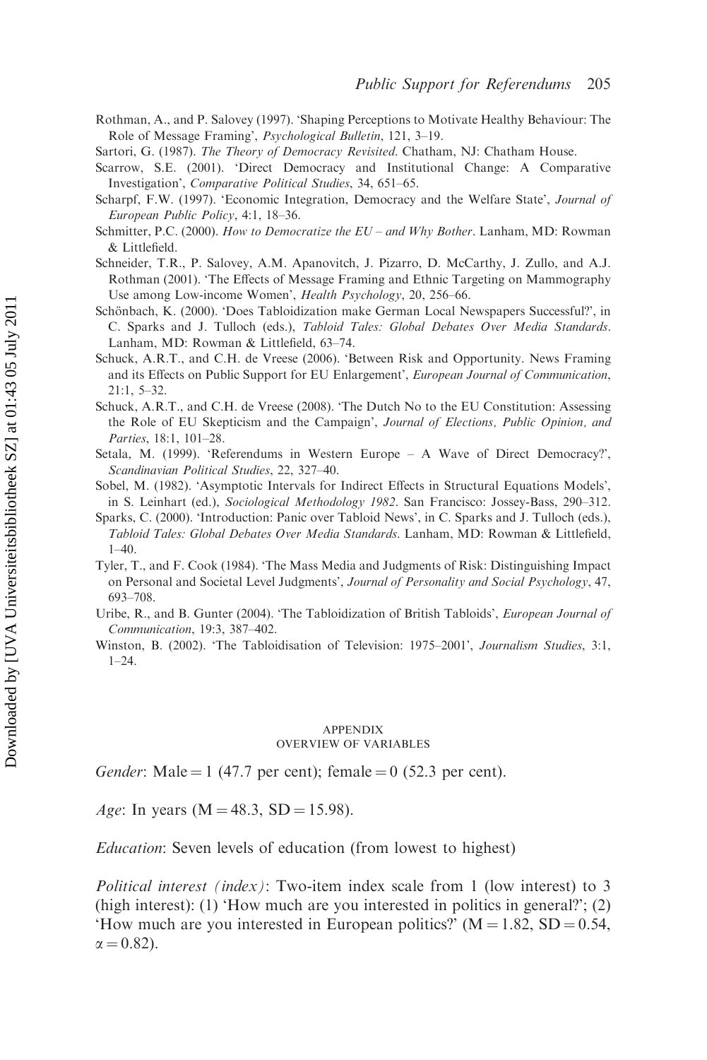Rothman, A., and P. Salovey (1997). 'Shaping Perceptions to Motivate Healthy Behaviour: The Role of Message Framing', *Psychological Bulletin*, 121, 3–19.

Sartori, G. (1987). *The Theory of Democracy Revisited*. Chatham, NJ: Chatham House.

Scarrow, S.E. (2001). 'Direct Democracy and Institutional Change: A Comparative Investigation', *Comparative Political Studies*, 34, 651–65.

Scharpf, F.W. (1997). 'Economic Integration, Democracy and the Welfare State', *Journal of European Public Policy*, 4:1, 18–36.

Schmitter, P.C. (2000). *How to Democratize the EU – and Why Bother*. Lanham, MD: Rowman & Littlefield.

Schneider, T.R., P. Salovey, A.M. Apanovitch, J. Pizarro, D. McCarthy, J. Zullo, and A.J. Rothman (2001). 'The Effects of Message Framing and Ethnic Targeting on Mammography Use among Low-income Women', *Health Psychology*, 20, 256–66.

Schönbach, K. (2000). 'Does Tabloidization make German Local Newspapers Successful?', in C. Sparks and J. Tulloch (eds.), *Tabloid Tales: Global Debates Over Media Standards*. Lanham, MD: Rowman & Littlefield, 63–74.

Schuck, A.R.T., and C.H. de Vreese (2006). 'Between Risk and Opportunity. News Framing and its Effects on Public Support for EU Enlargement', *European Journal of Communication*, 21:1, 5–32.

Schuck, A.R.T., and C.H. de Vreese (2008). 'The Dutch No to the EU Constitution: Assessing the Role of EU Skepticism and the Campaign', *Journal of Elections, Public Opinion, and Parties*, 18:1, 101–28.

Setala, M. (1999). 'Referendums in Western Europe – A Wave of Direct Democracy?', *Scandinavian Political Studies*, 22, 327–40.

Sobel, M. (1982). 'Asymptotic Intervals for Indirect Effects in Structural Equations Models', in S. Leinhart (ed.), *Sociological Methodology 1982*. San Francisco: Jossey-Bass, 290–312.

Sparks, C. (2000). 'Introduction: Panic over Tabloid News', in C. Sparks and J. Tulloch (eds.), *Tabloid Tales: Global Debates Over Media Standards*. Lanham, MD: Rowman & Littlefield, 1–40.

Tyler, T., and F. Cook (1984). 'The Mass Media and Judgments of Risk: Distinguishing Impact on Personal and Societal Level Judgments', *Journal of Personality and Social Psychology*, 47, 693–708.

Uribe, R., and B. Gunter (2004). 'The Tabloidization of British Tabloids', *European Journal of Communication*, 19:3, 387–402.

Winston, B. (2002). 'The Tabloidisation of Television: 1975–2001', *Journalism Studies*, 3:1, 1–24.

## APPENDIX
### OVERVIEW OF VARIABLES

*Gender*: Male = 1 (47.7 per cent); female = 0 (52.3 per cent).

*Age*: In years (M = 48.3, SD = 15.98).

*Education*: Seven levels of education (from lowest to highest)

*Political interest (index)*: Two-item index scale from 1 (low interest) to 3 (high interest): (1) 'How much are you interested in politics in general?'; (2) 'How much are you interested in European politics?' (M = 1.82, SD = 0.54, $\alpha = 0.82$).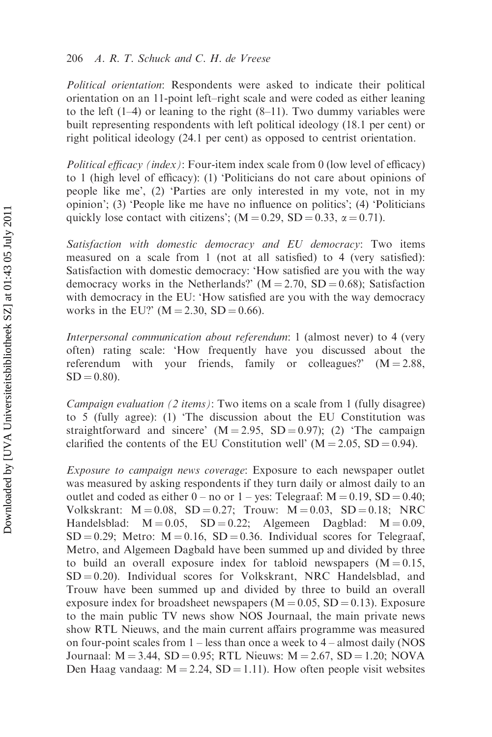*Political orientation*: Respondents were asked to indicate their political orientation on an 11-point left–right scale and were coded as either leaning to the left (1–4) or leaning to the right (8–11). Two dummy variables were built representing respondents with left political ideology (18.1 per cent) or right political ideology (24.1 per cent) as opposed to centrist orientation.

*Political efficacy (index)*: Four-item index scale from 0 (low level of efficacy) to 1 (high level of efficacy): (1) 'Politicians do not care about opinions of people like me', (2) 'Parties are only interested in my vote, not in my opinion'; (3) 'People like me have no influence on politics'; (4) 'Politicians quickly lose contact with citizens'; ($M = 0.29$, $SD = 0.33$, $\alpha = 0.71$).

*Satisfaction with domestic democracy and EU democracy*: Two items measured on a scale from 1 (not at all satisfied) to 4 (very satisfied): Satisfaction with domestic democracy: 'How satisfied are you with the way democracy works in the Netherlands?' ($M = 2.70$, $SD = 0.68$); Satisfaction with democracy in the EU: 'How satisfied are you with the way democracy works in the EU?' ($M = 2.30$, $SD = 0.66$).

*Interpersonal communication about referendum*: 1 (almost never) to 4 (very often) rating scale: 'How frequently have you discussed about the referendum with your friends, family or colleagues?' ($M = 2.88$, $SD = 0.80$).

*Campaign evaluation (2 items)*: Two items on a scale from 1 (fully disagree) to 5 (fully agree): (1) 'The discussion about the EU Constitution was straightforward and sincere' ($M = 2.95$, $SD = 0.97$); (2) 'The campaign clarified the contents of the EU Constitution well' ($M = 2.05$, $SD = 0.94$).

*Exposure to campaign news coverage*: Exposure to each newspaper outlet was measured by asking respondents if they turn daily or almost daily to an outlet and coded as either 0 – no or 1 – yes: Telegraaf: $M = 0.19$, $SD = 0.40$; Volkskrant: $M = 0.08$, $SD = 0.27$; Trouw: $M = 0.03$, $SD = 0.18$; NRC Handelsblad: $M = 0.05$, $SD = 0.22$; Algemeen Dagblad: $M = 0.09$, $SD = 0.29$; Metro: $M = 0.16$, $SD = 0.36$. Individual scores for Telegraaf, Metro, and Algemeen Dagbald have been summed up and divided by three to build an overall exposure index for tabloid newspapers ($M = 0.15$, $SD = 0.20$). Individual scores for Volkskrant, NRC Handelsblad, and Trouw have been summed up and divided by three to build an overall exposure index for broadsheet newspapers ($M = 0.05$, $SD = 0.13$). Exposure to the main public TV news show NOS Journaal, the main private news show RTL Nieuws, and the main current affairs programme was measured on four-point scales from 1 – less than once a week to 4 – almost daily (NOS Journaal: $M = 3.44$, $SD = 0.95$; RTL Nieuws: $M = 2.67$, $SD = 1.20$; NOVA Den Haag vandaag: $M = 2.24$, $SD = 1.11$). How often people visit websites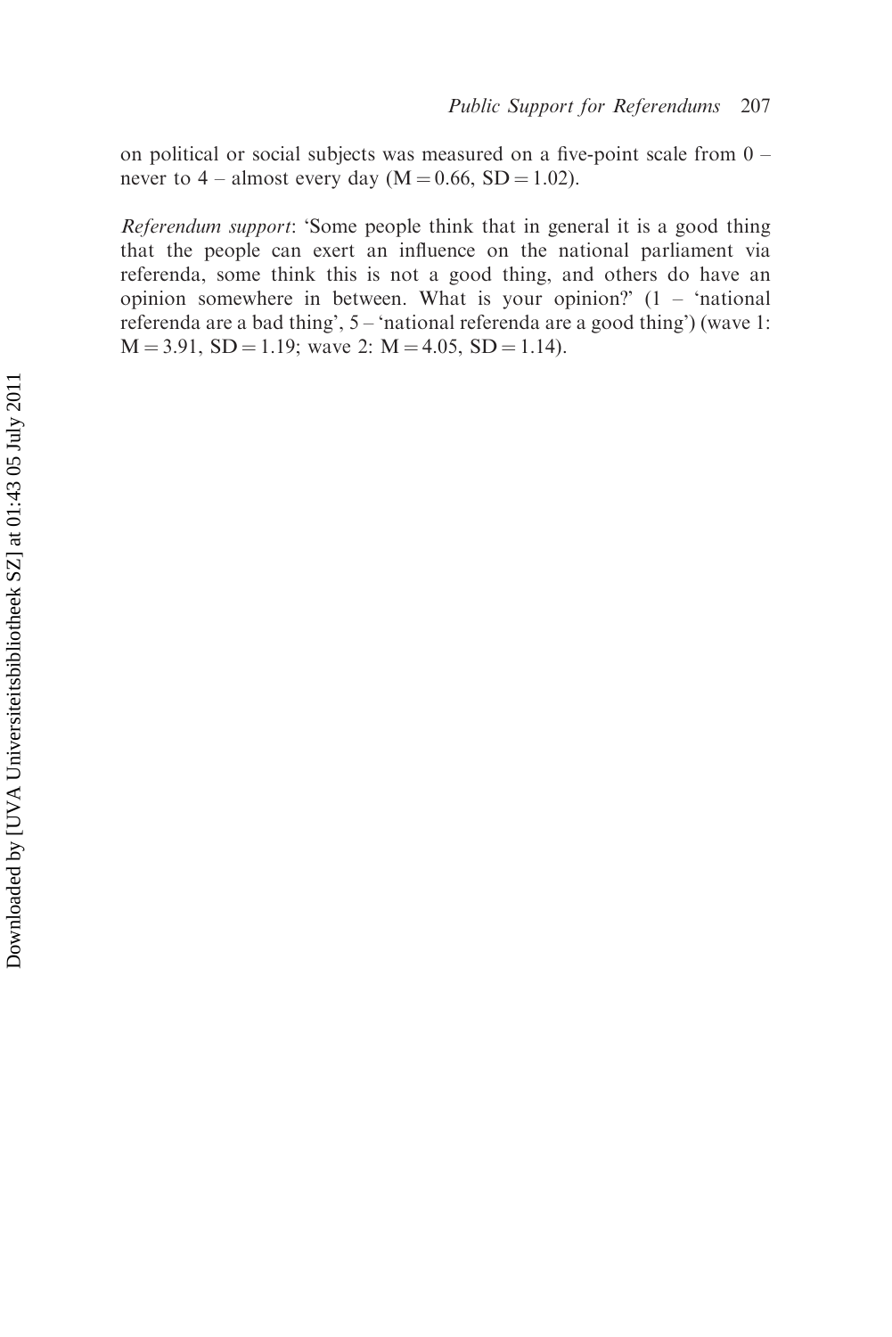on political or social subjects was measured on a five-point scale from 0 – never to 4 – almost every day ($M = 0.66$, $SD = 1.02$).

*Referendum support*: 'Some people think that in general it is a good thing that the people can exert an influence on the national parliament via referenda, some think this is not a good thing, and others do have an opinion somewhere in between. What is your opinion?' (1 – 'national referenda are a bad thing', 5 – 'national referenda are a good thing') (wave 1: $M = 3.91$, $SD = 1.19$; wave 2: $M = 4.05$, $SD = 1.14$).